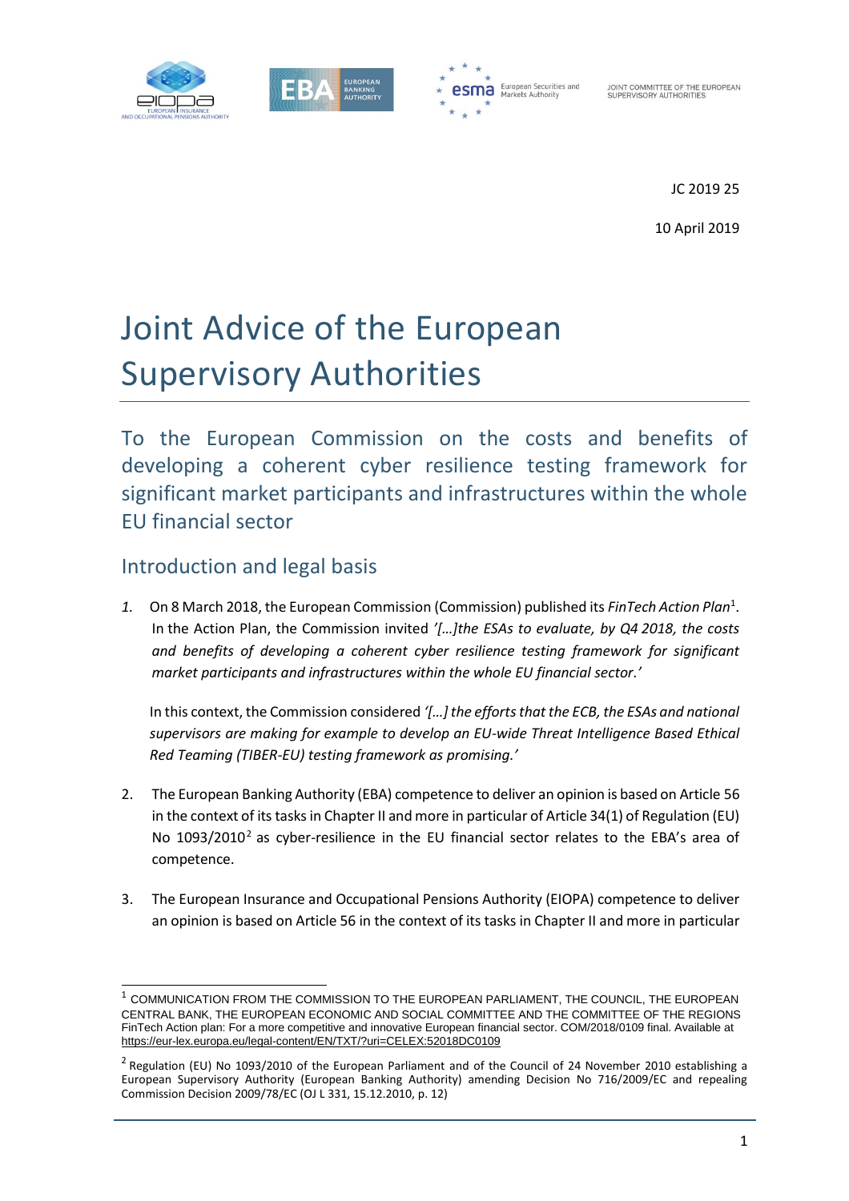JC 2019 25

10 April 2019

# Joint Advice of the European Supervisory Authorities

## To the European Commission on the costs and benefits of developing a coherent cyber resilience testing framework for significant market participants and infrastructures within the whole EU financial sector

### Introduction and legal basis

1. On 8 March 2018, the European Commission (Commission) published its *FinTech Action Plan*[1]. In the Action Plan, the Commission invited *'[…]the ESAs to evaluate, by Q4 2018, the costs and benefits of developing a coherent cyber resilience testing framework for significant market participants and infrastructures within the whole EU financial sector.'*

   In this context, the Commission considered *'[…] the efforts that the ECB, the ESAs and national supervisors are making for example to develop an EU-wide Threat Intelligence Based Ethical Red Teaming (TIBER-EU) testing framework as promising.'*

2. The European Banking Authority (EBA) competence to deliver an opinion is based on Article 56 in the context of its tasks in Chapter II and more in particular of Article 34(1) of Regulation (EU) No 1093/2010[2] as cyber-resilience in the EU financial sector relates to the EBA's area of competence.

3. The European Insurance and Occupational Pensions Authority (EIOPA) competence to deliver an opinion is based on Article 56 in the context of its tasks in Chapter II and more in particular

---

[1] COMMUNICATION FROM THE COMMISSION TO THE EUROPEAN PARLIAMENT, THE COUNCIL, THE EUROPEAN CENTRAL BANK, THE EUROPEAN ECONOMIC AND SOCIAL COMMITTEE AND THE COMMITTEE OF THE REGIONS FinTech Action plan: For a more competitive and innovative European financial sector. COM/2018/0109 final. Available at https://eur-lex.europa.eu/legal-content/EN/TXT/?uri=CELEX:52018DC0109

[2] Regulation (EU) No 1093/2010 of the European Parliament and of the Council of 24 November 2010 establishing a European Supervisory Authority (European Banking Authority) amending Decision No 716/2009/EC and repealing Commission Decision 2009/78/EC (OJ L 331, 15.12.2010, p. 12)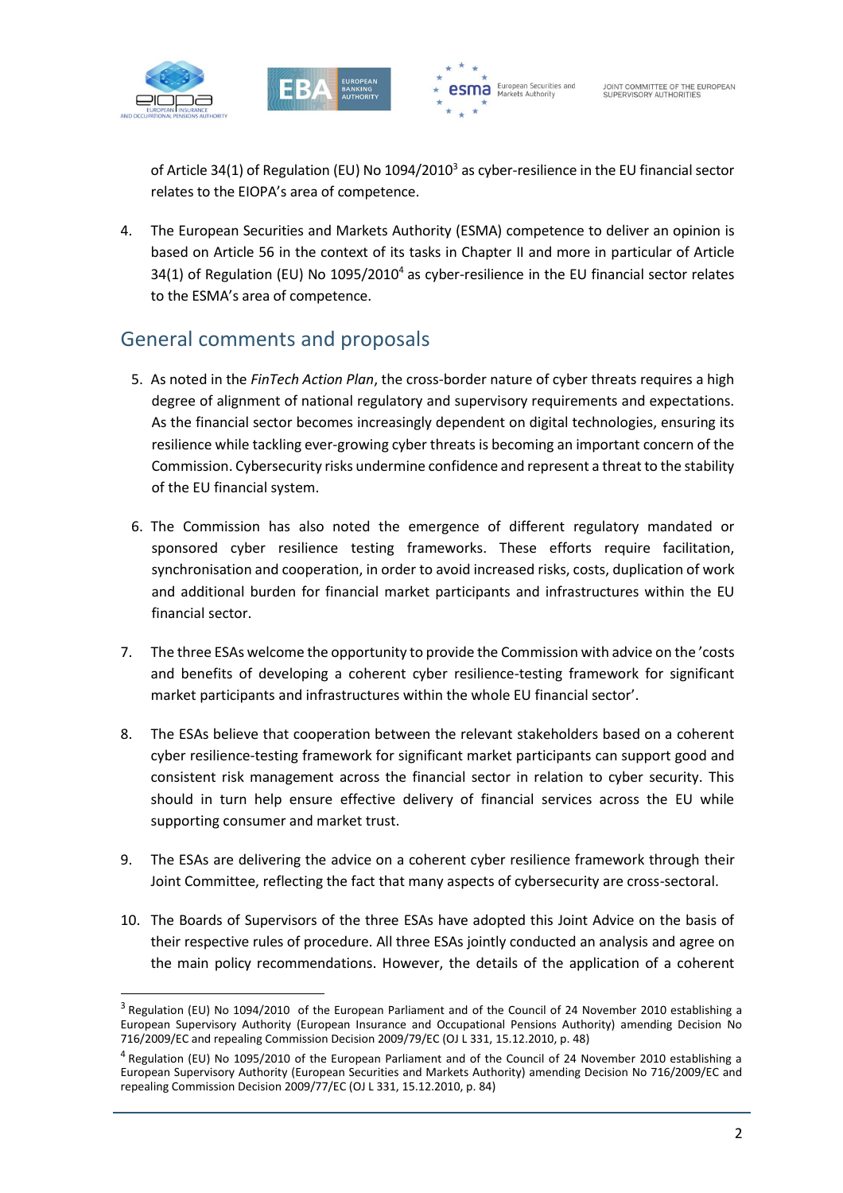of Article 34(1) of Regulation (EU) No 1094/2010[3] as cyber-resilience in the EU financial sector relates to the EIOPA's area of competence.

4. The European Securities and Markets Authority (ESMA) competence to deliver an opinion is based on Article 56 in the context of its tasks in Chapter II and more in particular of Article 34(1) of Regulation (EU) No 1095/2010[4] as cyber-resilience in the EU financial sector relates to the ESMA's area of competence.

## General comments and proposals

5. As noted in the *FinTech Action Plan*, the cross-border nature of cyber threats requires a high degree of alignment of national regulatory and supervisory requirements and expectations. As the financial sector becomes increasingly dependent on digital technologies, ensuring its resilience while tackling ever-growing cyber threats is becoming an important concern of the Commission. Cybersecurity risks undermine confidence and represent a threat to the stability of the EU financial system.

6. The Commission has also noted the emergence of different regulatory mandated or sponsored cyber resilience testing frameworks. These efforts require facilitation, synchronisation and cooperation, in order to avoid increased risks, costs, duplication of work and additional burden for financial market participants and infrastructures within the EU financial sector.

7. The three ESAs welcome the opportunity to provide the Commission with advice on the 'costs and benefits of developing a coherent cyber resilience-testing framework for significant market participants and infrastructures within the whole EU financial sector'.

8. The ESAs believe that cooperation between the relevant stakeholders based on a coherent cyber resilience-testing framework for significant market participants can support good and consistent risk management across the financial sector in relation to cyber security. This should in turn help ensure effective delivery of financial services across the EU while supporting consumer and market trust.

9. The ESAs are delivering the advice on a coherent cyber resilience framework through their Joint Committee, reflecting the fact that many aspects of cybersecurity are cross-sectoral.

10. The Boards of Supervisors of the three ESAs have adopted this Joint Advice on the basis of their respective rules of procedure. All three ESAs jointly conducted an analysis and agree on the main policy recommendations. However, the details of the application of a coherent

[3] Regulation (EU) No 1094/2010 of the European Parliament and of the Council of 24 November 2010 establishing a European Supervisory Authority (European Insurance and Occupational Pensions Authority) amending Decision No 716/2009/EC and repealing Commission Decision 2009/79/EC (OJ L 331, 15.12.2010, p. 48)

[4] Regulation (EU) No 1095/2010 of the European Parliament and of the Council of 24 November 2010 establishing a European Supervisory Authority (European Securities and Markets Authority) amending Decision No 716/2009/EC and repealing Commission Decision 2009/77/EC (OJ L 331, 15.12.2010, p. 84)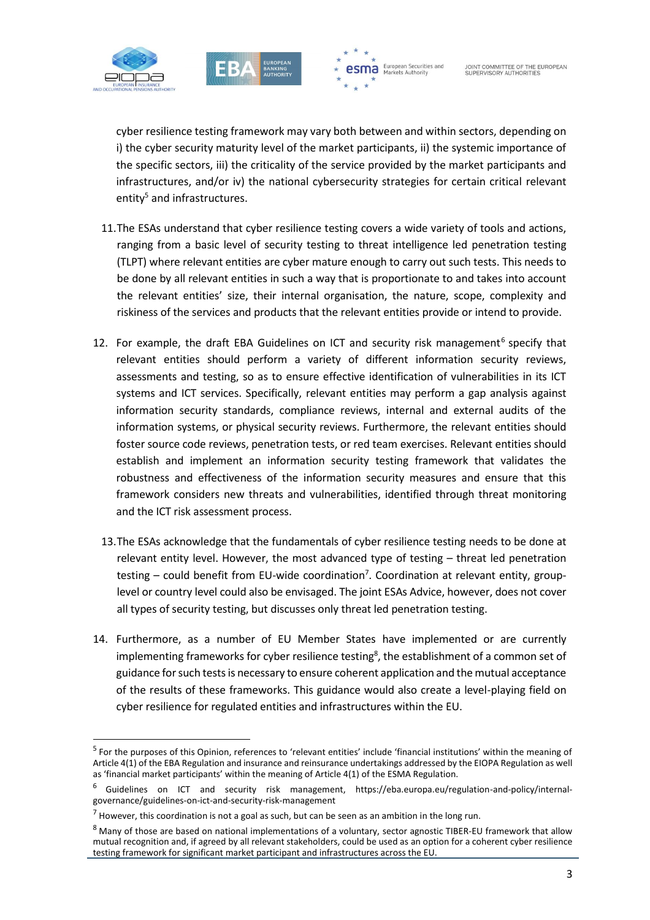cyber resilience testing framework may vary both between and within sectors, depending on i) the cyber security maturity level of the market participants, ii) the systemic importance of the specific sectors, iii) the criticality of the service provided by the market participants and infrastructures, and/or iv) the national cybersecurity strategies for certain critical relevant entity[5] and infrastructures.

11. The ESAs understand that cyber resilience testing covers a wide variety of tools and actions, ranging from a basic level of security testing to threat intelligence led penetration testing (TLPT) where relevant entities are cyber mature enough to carry out such tests. This needs to be done by all relevant entities in such a way that is proportionate to and takes into account the relevant entities' size, their internal organisation, the nature, scope, complexity and riskiness of the services and products that the relevant entities provide or intend to provide.

12. For example, the draft EBA Guidelines on ICT and security risk management[6] specify that relevant entities should perform a variety of different information security reviews, assessments and testing, so as to ensure effective identification of vulnerabilities in its ICT systems and ICT services. Specifically, relevant entities may perform a gap analysis against information security standards, compliance reviews, internal and external audits of the information systems, or physical security reviews. Furthermore, the relevant entities should foster source code reviews, penetration tests, or red team exercises. Relevant entities should establish and implement an information security testing framework that validates the robustness and effectiveness of the information security measures and ensure that this framework considers new threats and vulnerabilities, identified through threat monitoring and the ICT risk assessment process.

13. The ESAs acknowledge that the fundamentals of cyber resilience testing needs to be done at relevant entity level. However, the most advanced type of testing – threat led penetration testing – could benefit from EU-wide coordination[7]. Coordination at relevant entity, group-level or country level could also be envisaged. The joint ESAs Advice, however, does not cover all types of security testing, but discusses only threat led penetration testing.

14. Furthermore, as a number of EU Member States have implemented or are currently implementing frameworks for cyber resilience testing[8], the establishment of a common set of guidance for such tests is necessary to ensure coherent application and the mutual acceptance of the results of these frameworks. This guidance would also create a level-playing field on cyber resilience for regulated entities and infrastructures within the EU.

---

[5] For the purposes of this Opinion, references to 'relevant entities' include 'financial institutions' within the meaning of Article 4(1) of the EBA Regulation and insurance and reinsurance undertakings addressed by the EIOPA Regulation as well as 'financial market participants' within the meaning of Article 4(1) of the ESMA Regulation.

[6] Guidelines on ICT and security risk management, https://eba.europa.eu/regulation-and-policy/internal-governance/guidelines-on-ict-and-security-risk-management

[7] However, this coordination is not a goal as such, but can be seen as an ambition in the long run.

[8] Many of those are based on national implementations of a voluntary, sector agnostic TIBER-EU framework that allow mutual recognition and, if agreed by all relevant stakeholders, could be used as an option for a coherent cyber resilience testing framework for significant market participant and infrastructures across the EU.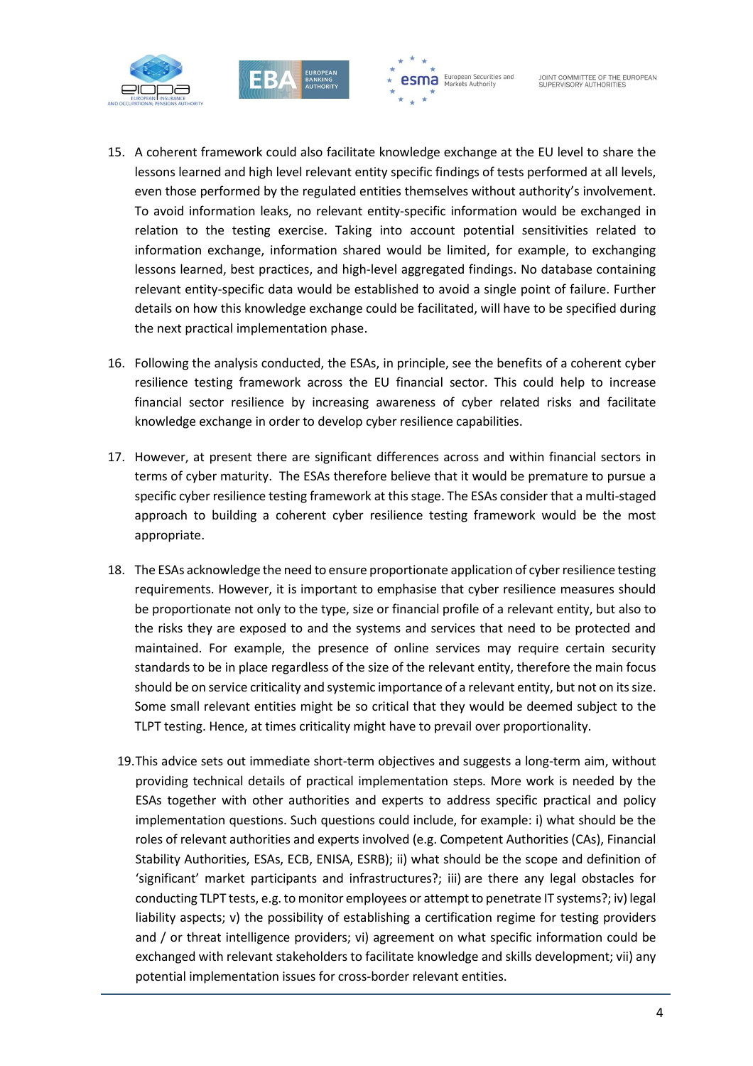15. A coherent framework could also facilitate knowledge exchange at the EU level to share the lessons learned and high level relevant entity specific findings of tests performed at all levels, even those performed by the regulated entities themselves without authority's involvement. To avoid information leaks, no relevant entity-specific information would be exchanged in relation to the testing exercise. Taking into account potential sensitivities related to information exchange, information shared would be limited, for example, to exchanging lessons learned, best practices, and high-level aggregated findings. No database containing relevant entity-specific data would be established to avoid a single point of failure. Further details on how this knowledge exchange could be facilitated, will have to be specified during the next practical implementation phase.

16. Following the analysis conducted, the ESAs, in principle, see the benefits of a coherent cyber resilience testing framework across the EU financial sector. This could help to increase financial sector resilience by increasing awareness of cyber related risks and facilitate knowledge exchange in order to develop cyber resilience capabilities.

17. However, at present there are significant differences across and within financial sectors in terms of cyber maturity. The ESAs therefore believe that it would be premature to pursue a specific cyber resilience testing framework at this stage. The ESAs consider that a multi-staged approach to building a coherent cyber resilience testing framework would be the most appropriate.

18. The ESAs acknowledge the need to ensure proportionate application of cyber resilience testing requirements. However, it is important to emphasise that cyber resilience measures should be proportionate not only to the type, size or financial profile of a relevant entity, but also to the risks they are exposed to and the systems and services that need to be protected and maintained. For example, the presence of online services may require certain security standards to be in place regardless of the size of the relevant entity, therefore the main focus should be on service criticality and systemic importance of a relevant entity, but not on its size. Some small relevant entities might be so critical that they would be deemed subject to the TLPT testing. Hence, at times criticality might have to prevail over proportionality.

19. This advice sets out immediate short-term objectives and suggests a long-term aim, without providing technical details of practical implementation steps. More work is needed by the ESAs together with other authorities and experts to address specific practical and policy implementation questions. Such questions could include, for example: i) what should be the roles of relevant authorities and experts involved (e.g. Competent Authorities (CAs), Financial Stability Authorities, ESAs, ECB, ENISA, ESRB); ii) what should be the scope and definition of 'significant' market participants and infrastructures?; iii) are there any legal obstacles for conducting TLPT tests, e.g. to monitor employees or attempt to penetrate IT systems?; iv) legal liability aspects; v) the possibility of establishing a certification regime for testing providers and / or threat intelligence providers; vi) agreement on what specific information could be exchanged with relevant stakeholders to facilitate knowledge and skills development; vii) any potential implementation issues for cross-border relevant entities.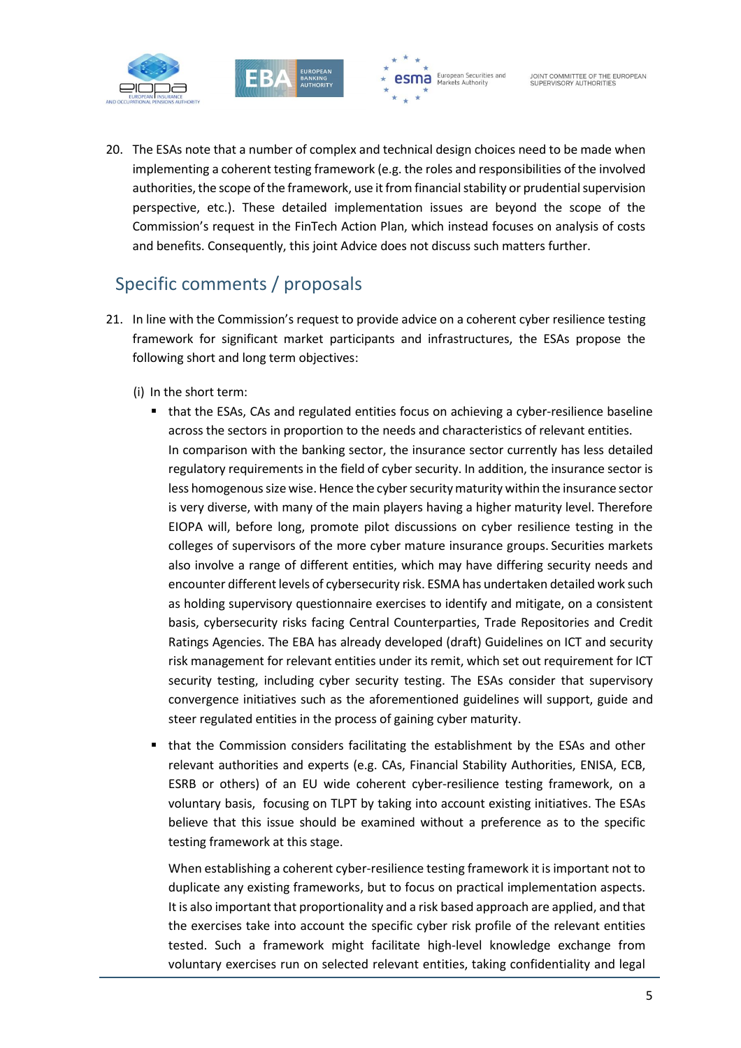20. The ESAs note that a number of complex and technical design choices need to be made when implementing a coherent testing framework (e.g. the roles and responsibilities of the involved authorities, the scope of the framework, use it from financial stability or prudential supervision perspective, etc.). These detailed implementation issues are beyond the scope of the Commission's request in the FinTech Action Plan, which instead focuses on analysis of costs and benefits. Consequently, this joint Advice does not discuss such matters further.

## Specific comments / proposals

21. In line with the Commission's request to provide advice on a coherent cyber resilience testing framework for significant market participants and infrastructures, the ESAs propose the following short and long term objectives:

   (i) In the short term:

   - that the ESAs, CAs and regulated entities focus on achieving a cyber-resilience baseline across the sectors in proportion to the needs and characteristics of relevant entities.
     In comparison with the banking sector, the insurance sector currently has less detailed regulatory requirements in the field of cyber security. In addition, the insurance sector is less homogenous size wise. Hence the cyber security maturity within the insurance sector is very diverse, with many of the main players having a higher maturity level. Therefore EIOPA will, before long, promote pilot discussions on cyber resilience testing in the colleges of supervisors of the more cyber mature insurance groups. Securities markets also involve a range of different entities, which may have differing security needs and encounter different levels of cybersecurity risk. ESMA has undertaken detailed work such as holding supervisory questionnaire exercises to identify and mitigate, on a consistent basis, cybersecurity risks facing Central Counterparties, Trade Repositories and Credit Ratings Agencies. The EBA has already developed (draft) Guidelines on ICT and security risk management for relevant entities under its remit, which set out requirement for ICT security testing, including cyber security testing. The ESAs consider that supervisory convergence initiatives such as the aforementioned guidelines will support, guide and steer regulated entities in the process of gaining cyber maturity.

   - that the Commission considers facilitating the establishment by the ESAs and other relevant authorities and experts (e.g. CAs, Financial Stability Authorities, ENISA, ECB, ESRB or others) of an EU wide coherent cyber-resilience testing framework, on a voluntary basis, focusing on TLPT by taking into account existing initiatives. The ESAs believe that this issue should be examined without a preference as to the specific testing framework at this stage.

     When establishing a coherent cyber-resilience testing framework it is important not to duplicate any existing frameworks, but to focus on practical implementation aspects. It is also important that proportionality and a risk based approach are applied, and that the exercises take into account the specific cyber risk profile of the relevant entities tested. Such a framework might facilitate high-level knowledge exchange from voluntary exercises run on selected relevant entities, taking confidentiality and legal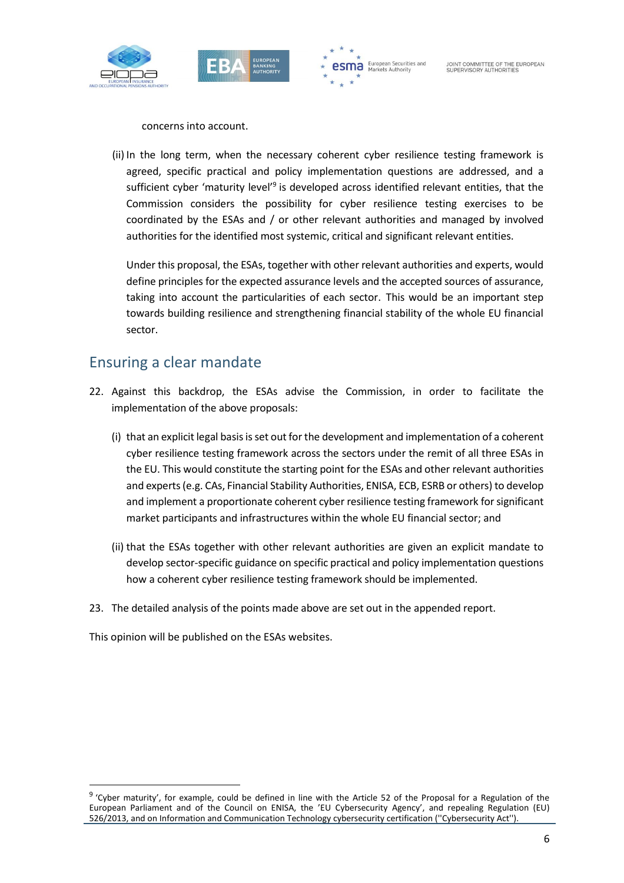concerns into account.

(ii) In the long term, when the necessary coherent cyber resilience testing framework is agreed, specific practical and policy implementation questions are addressed, and a sufficient cyber 'maturity level'[9] is developed across identified relevant entities, that the Commission considers the possibility for cyber resilience testing exercises to be coordinated by the ESAs and / or other relevant authorities and managed by involved authorities for the identified most systemic, critical and significant relevant entities.

Under this proposal, the ESAs, together with other relevant authorities and experts, would define principles for the expected assurance levels and the accepted sources of assurance, taking into account the particularities of each sector. This would be an important step towards building resilience and strengthening financial stability of the whole EU financial sector.

## Ensuring a clear mandate

22. Against this backdrop, the ESAs advise the Commission, in order to facilitate the implementation of the above proposals:

    (i) that an explicit legal basis is set out for the development and implementation of a coherent cyber resilience testing framework across the sectors under the remit of all three ESAs in the EU. This would constitute the starting point for the ESAs and other relevant authorities and experts (e.g. CAs, Financial Stability Authorities, ENISA, ECB, ESRB or others) to develop and implement a proportionate coherent cyber resilience testing framework for significant market participants and infrastructures within the whole EU financial sector; and

    (ii) that the ESAs together with other relevant authorities are given an explicit mandate to develop sector-specific guidance on specific practical and policy implementation questions how a coherent cyber resilience testing framework should be implemented.

23. The detailed analysis of the points made above are set out in the appended report.

This opinion will be published on the ESAs websites.

---

[9] 'Cyber maturity', for example, could be defined in line with the Article 52 of the Proposal for a Regulation of the European Parliament and of the Council on ENISA, the 'EU Cybersecurity Agency', and repealing Regulation (EU) 526/2013, and on Information and Communication Technology cybersecurity certification (''Cybersecurity Act'').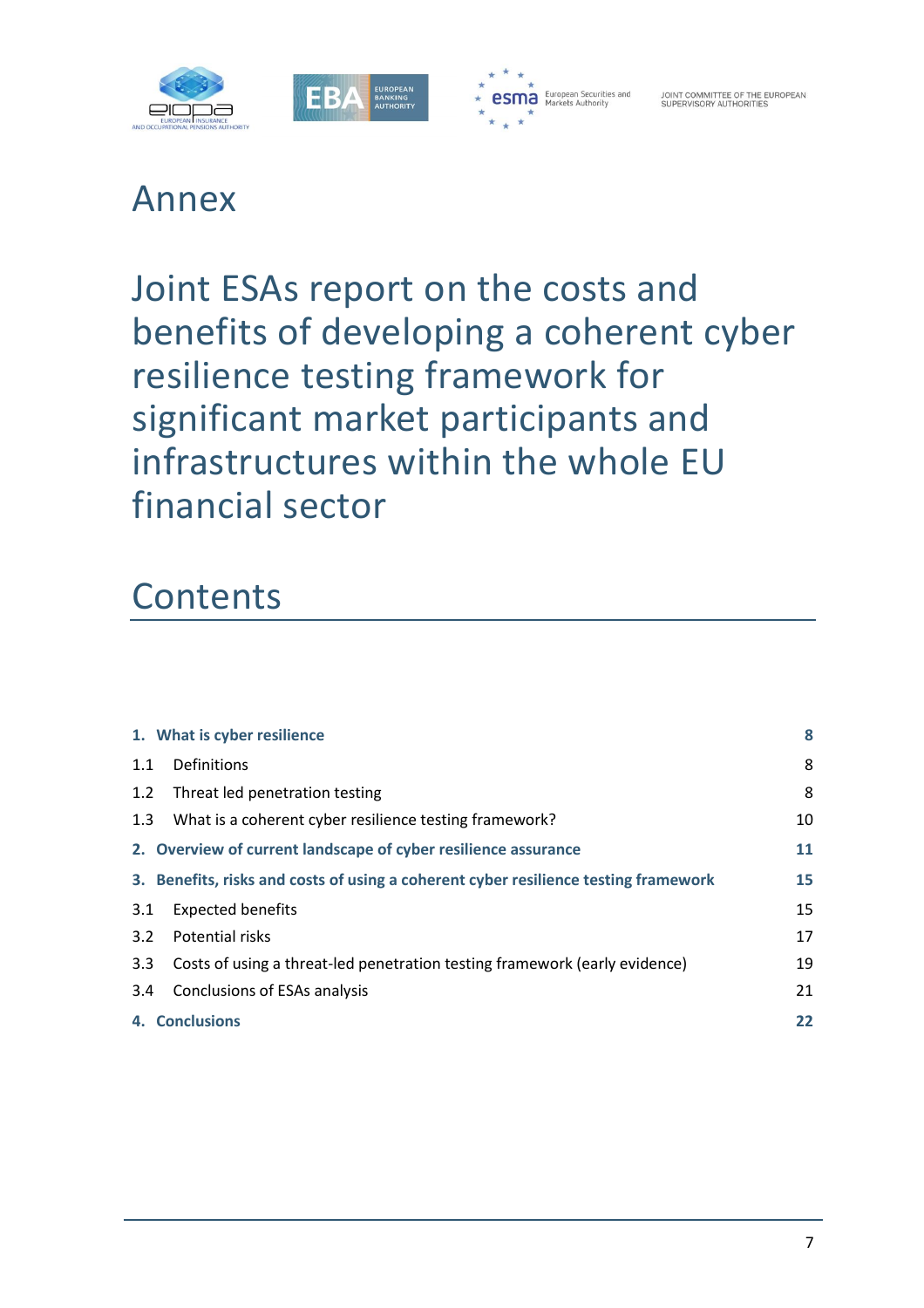# Annex

# Joint ESAs report on the costs and benefits of developing a coherent cyber resilience testing framework for significant market participants and infrastructures within the whole EU financial sector

## Contents

| | | |
|---|---|---|
| **1.** | **What is cyber resilience** | **8** |
| 1.1 | Definitions | 8 |
| 1.2 | Threat led penetration testing | 8 |
| 1.3 | What is a coherent cyber resilience testing framework? | 10 |
| **2.** | **Overview of current landscape of cyber resilience assurance** | **11** |
| **3.** | **Benefits, risks and costs of using a coherent cyber resilience testing framework** | **15** |
| 3.1 | Expected benefits | 15 |
| 3.2 | Potential risks | 17 |
| 3.3 | Costs of using a threat-led penetration testing framework (early evidence) | 19 |
| 3.4 | Conclusions of ESAs analysis | 21 |
| **4.** | **Conclusions** | **22** |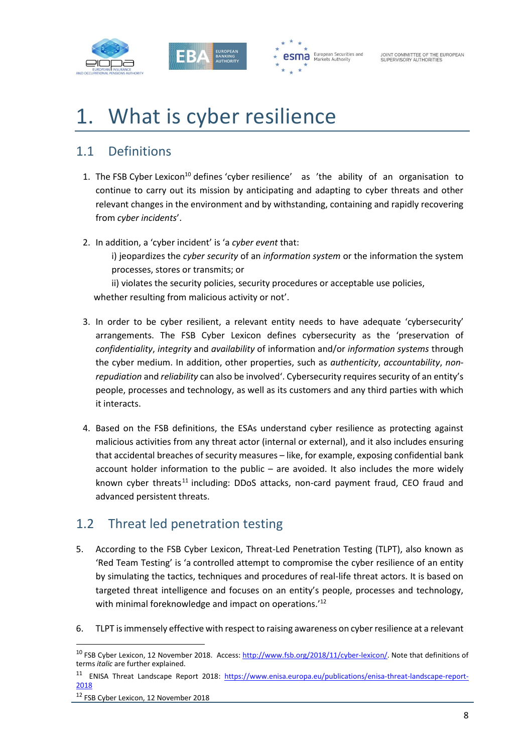# 1. What is cyber resilience

## 1.1 Definitions

1. The FSB Cyber Lexicon[10] defines 'cyber resilience' as 'the ability of an organisation to continue to carry out its mission by anticipating and adapting to cyber threats and other relevant changes in the environment and by withstanding, containing and rapidly recovering from *cyber incidents*'.

2. In addition, a 'cyber incident' is 'a *cyber event* that:

   i) jeopardizes the *cyber security* of an *information system* or the information the system processes, stores or transmits; or

   ii) violates the security policies, security procedures or acceptable use policies,

   whether resulting from malicious activity or not'.

3. In order to be cyber resilient, a relevant entity needs to have adequate 'cybersecurity' arrangements. The FSB Cyber Lexicon defines cybersecurity as the 'preservation of *confidentiality*, *integrity* and *availability* of information and/or *information systems* through the cyber medium. In addition, other properties, such as *authenticity*, *accountability*, *non-repudiation* and *reliability* can also be involved'. Cybersecurity requires security of an entity's people, processes and technology, as well as its customers and any third parties with which it interacts.

4. Based on the FSB definitions, the ESAs understand cyber resilience as protecting against malicious activities from any threat actor (internal or external), and it also includes ensuring that accidental breaches of security measures – like, for example, exposing confidential bank account holder information to the public – are avoided. It also includes the more widely known cyber threats[11] including: DDoS attacks, non-card payment fraud, CEO fraud and advanced persistent threats.

## 1.2 Threat led penetration testing

5. According to the FSB Cyber Lexicon, Threat-Led Penetration Testing (TLPT), also known as 'Red Team Testing' is 'a controlled attempt to compromise the cyber resilience of an entity by simulating the tactics, techniques and procedures of real-life threat actors. It is based on targeted threat intelligence and focuses on an entity's people, processes and technology, with minimal foreknowledge and impact on operations.'[12]

6. TLPT is immensely effective with respect to raising awareness on cyber resilience at a relevant

---

[10] FSB Cyber Lexicon, 12 November 2018. Access: http://www.fsb.org/2018/11/cyber-lexicon/. Note that definitions of terms *italic* are further explained.

[11] ENISA Threat Landscape Report 2018: https://www.enisa.europa.eu/publications/enisa-threat-landscape-report-2018

[12] FSB Cyber Lexicon, 12 November 2018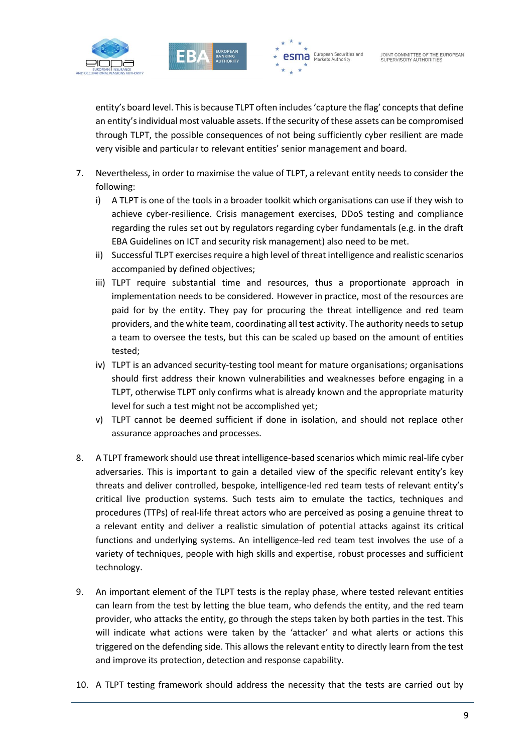entity's board level. This is because TLPT often includes 'capture the flag' concepts that define an entity's individual most valuable assets. If the security of these assets can be compromised through TLPT, the possible consequences of not being sufficiently cyber resilient are made very visible and particular to relevant entities' senior management and board.

7. Nevertheless, in order to maximise the value of TLPT, a relevant entity needs to consider the following:
   i) A TLPT is one of the tools in a broader toolkit which organisations can use if they wish to achieve cyber-resilience. Crisis management exercises, DDoS testing and compliance regarding the rules set out by regulators regarding cyber fundamentals (e.g. in the draft EBA Guidelines on ICT and security risk management) also need to be met.
   ii) Successful TLPT exercises require a high level of threat intelligence and realistic scenarios accompanied by defined objectives;
   iii) TLPT require substantial time and resources, thus a proportionate approach in implementation needs to be considered. However in practice, most of the resources are paid for by the entity. They pay for procuring the threat intelligence and red team providers, and the white team, coordinating all test activity. The authority needs to setup a team to oversee the tests, but this can be scaled up based on the amount of entities tested;
   iv) TLPT is an advanced security-testing tool meant for mature organisations; organisations should first address their known vulnerabilities and weaknesses before engaging in a TLPT, otherwise TLPT only confirms what is already known and the appropriate maturity level for such a test might not be accomplished yet;
   v) TLPT cannot be deemed sufficient if done in isolation, and should not replace other assurance approaches and processes.

8. A TLPT framework should use threat intelligence-based scenarios which mimic real-life cyber adversaries. This is important to gain a detailed view of the specific relevant entity's key threats and deliver controlled, bespoke, intelligence-led red team tests of relevant entity's critical live production systems. Such tests aim to emulate the tactics, techniques and procedures (TTPs) of real-life threat actors who are perceived as posing a genuine threat to a relevant entity and deliver a realistic simulation of potential attacks against its critical functions and underlying systems. An intelligence-led red team test involves the use of a variety of techniques, people with high skills and expertise, robust processes and sufficient technology.

9. An important element of the TLPT tests is the replay phase, where tested relevant entities can learn from the test by letting the blue team, who defends the entity, and the red team provider, who attacks the entity, go through the steps taken by both parties in the test. This will indicate what actions were taken by the 'attacker' and what alerts or actions this triggered on the defending side. This allows the relevant entity to directly learn from the test and improve its protection, detection and response capability.

10. A TLPT testing framework should address the necessity that the tests are carried out by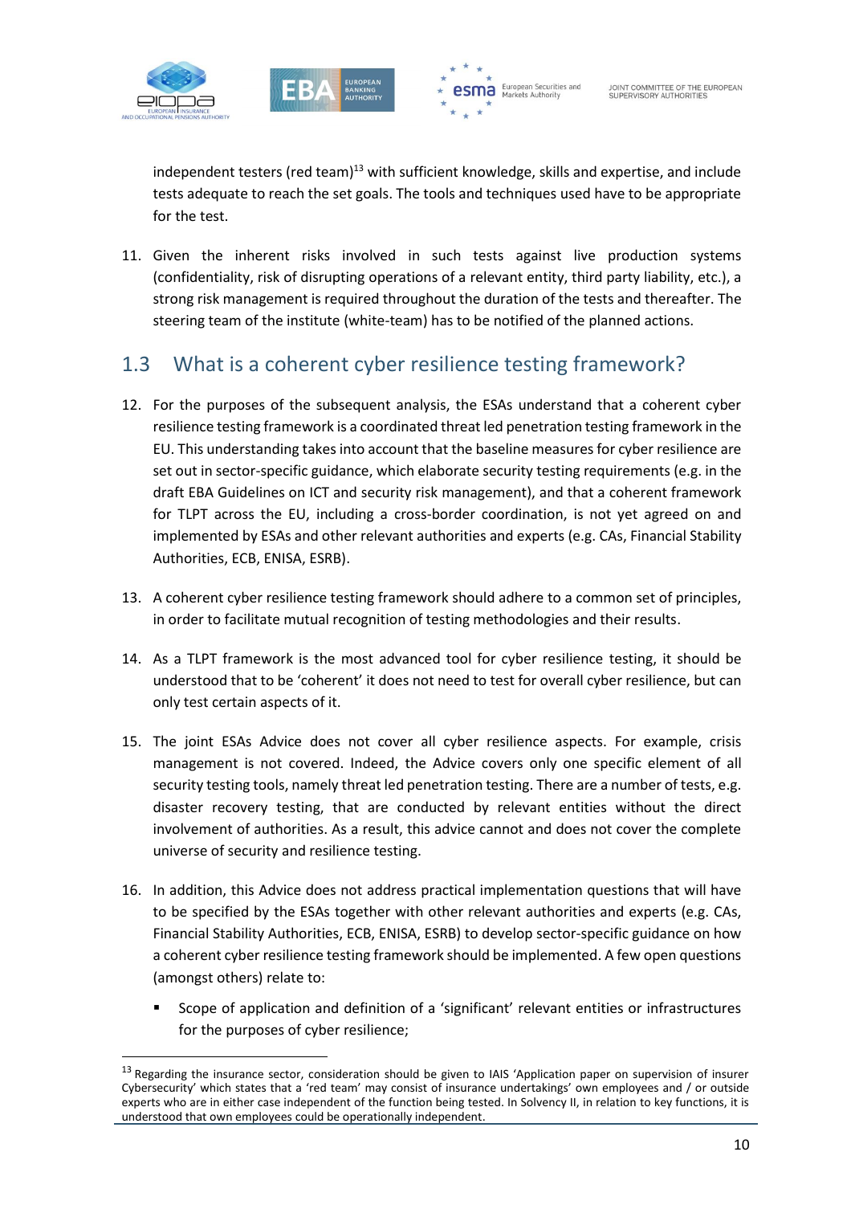independent testers (red team)[13] with sufficient knowledge, skills and expertise, and include tests adequate to reach the set goals. The tools and techniques used have to be appropriate for the test.

11. Given the inherent risks involved in such tests against live production systems (confidentiality, risk of disrupting operations of a relevant entity, third party liability, etc.), a strong risk management is required throughout the duration of the tests and thereafter. The steering team of the institute (white-team) has to be notified of the planned actions.

## 1.3 What is a coherent cyber resilience testing framework?

12. For the purposes of the subsequent analysis, the ESAs understand that a coherent cyber resilience testing framework is a coordinated threat led penetration testing framework in the EU. This understanding takes into account that the baseline measures for cyber resilience are set out in sector-specific guidance, which elaborate security testing requirements (e.g. in the draft EBA Guidelines on ICT and security risk management), and that a coherent framework for TLPT across the EU, including a cross-border coordination, is not yet agreed on and implemented by ESAs and other relevant authorities and experts (e.g. CAs, Financial Stability Authorities, ECB, ENISA, ESRB).

13. A coherent cyber resilience testing framework should adhere to a common set of principles, in order to facilitate mutual recognition of testing methodologies and their results.

14. As a TLPT framework is the most advanced tool for cyber resilience testing, it should be understood that to be 'coherent' it does not need to test for overall cyber resilience, but can only test certain aspects of it.

15. The joint ESAs Advice does not cover all cyber resilience aspects. For example, crisis management is not covered. Indeed, the Advice covers only one specific element of all security testing tools, namely threat led penetration testing. There are a number of tests, e.g. disaster recovery testing, that are conducted by relevant entities without the direct involvement of authorities. As a result, this advice cannot and does not cover the complete universe of security and resilience testing.

16. In addition, this Advice does not address practical implementation questions that will have to be specified by the ESAs together with other relevant authorities and experts (e.g. CAs, Financial Stability Authorities, ECB, ENISA, ESRB) to develop sector-specific guidance on how a coherent cyber resilience testing framework should be implemented. A few open questions (amongst others) relate to:

    - Scope of application and definition of a 'significant' relevant entities or infrastructures for the purposes of cyber resilience;

---

[13] Regarding the insurance sector, consideration should be given to IAIS 'Application paper on supervision of insurer Cybersecurity' which states that a 'red team' may consist of insurance undertakings' own employees and / or outside experts who are in either case independent of the function being tested. In Solvency II, in relation to key functions, it is understood that own employees could be operationally independent.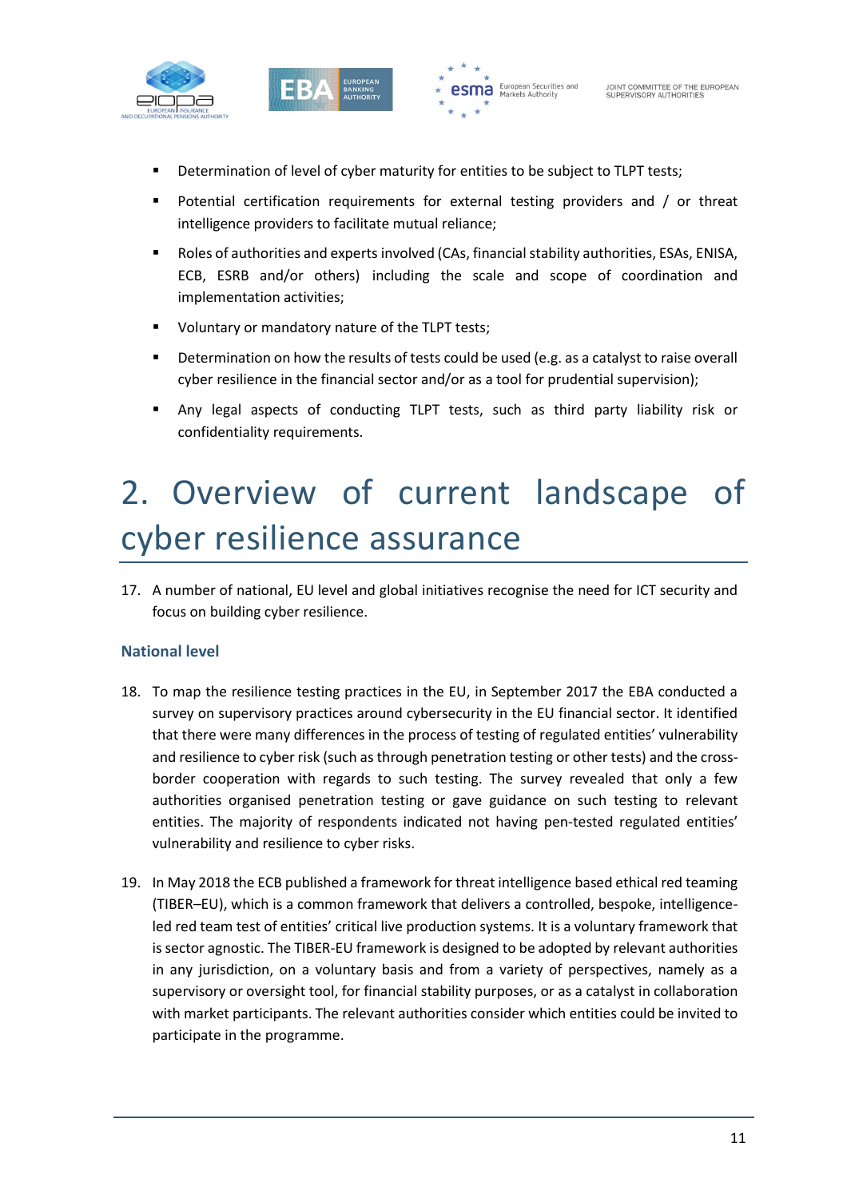- Determination of level of cyber maturity for entities to be subject to TLPT tests;
- Potential certification requirements for external testing providers and / or threat intelligence providers to facilitate mutual reliance;
- Roles of authorities and experts involved (CAs, financial stability authorities, ESAs, ENISA, ECB, ESRB and/or others) including the scale and scope of coordination and implementation activities;
- Voluntary or mandatory nature of the TLPT tests;
- Determination on how the results of tests could be used (e.g. as a catalyst to raise overall cyber resilience in the financial sector and/or as a tool for prudential supervision);
- Any legal aspects of conducting TLPT tests, such as third party liability risk or confidentiality requirements.

# 2. Overview of current landscape of cyber resilience assurance

17. A number of national, EU level and global initiatives recognise the need for ICT security and focus on building cyber resilience.

### National level

18. To map the resilience testing practices in the EU, in September 2017 the EBA conducted a survey on supervisory practices around cybersecurity in the EU financial sector. It identified that there were many differences in the process of testing of regulated entities' vulnerability and resilience to cyber risk (such as through penetration testing or other tests) and the cross-border cooperation with regards to such testing. The survey revealed that only a few authorities organised penetration testing or gave guidance on such testing to relevant entities. The majority of respondents indicated not having pen-tested regulated entities' vulnerability and resilience to cyber risks.

19. In May 2018 the ECB published a framework for threat intelligence based ethical red teaming (TIBER–EU), which is a common framework that delivers a controlled, bespoke, intelligence-led red team test of entities' critical live production systems. It is a voluntary framework that is sector agnostic. The TIBER-EU framework is designed to be adopted by relevant authorities in any jurisdiction, on a voluntary basis and from a variety of perspectives, namely as a supervisory or oversight tool, for financial stability purposes, or as a catalyst in collaboration with market participants. The relevant authorities consider which entities could be invited to participate in the programme.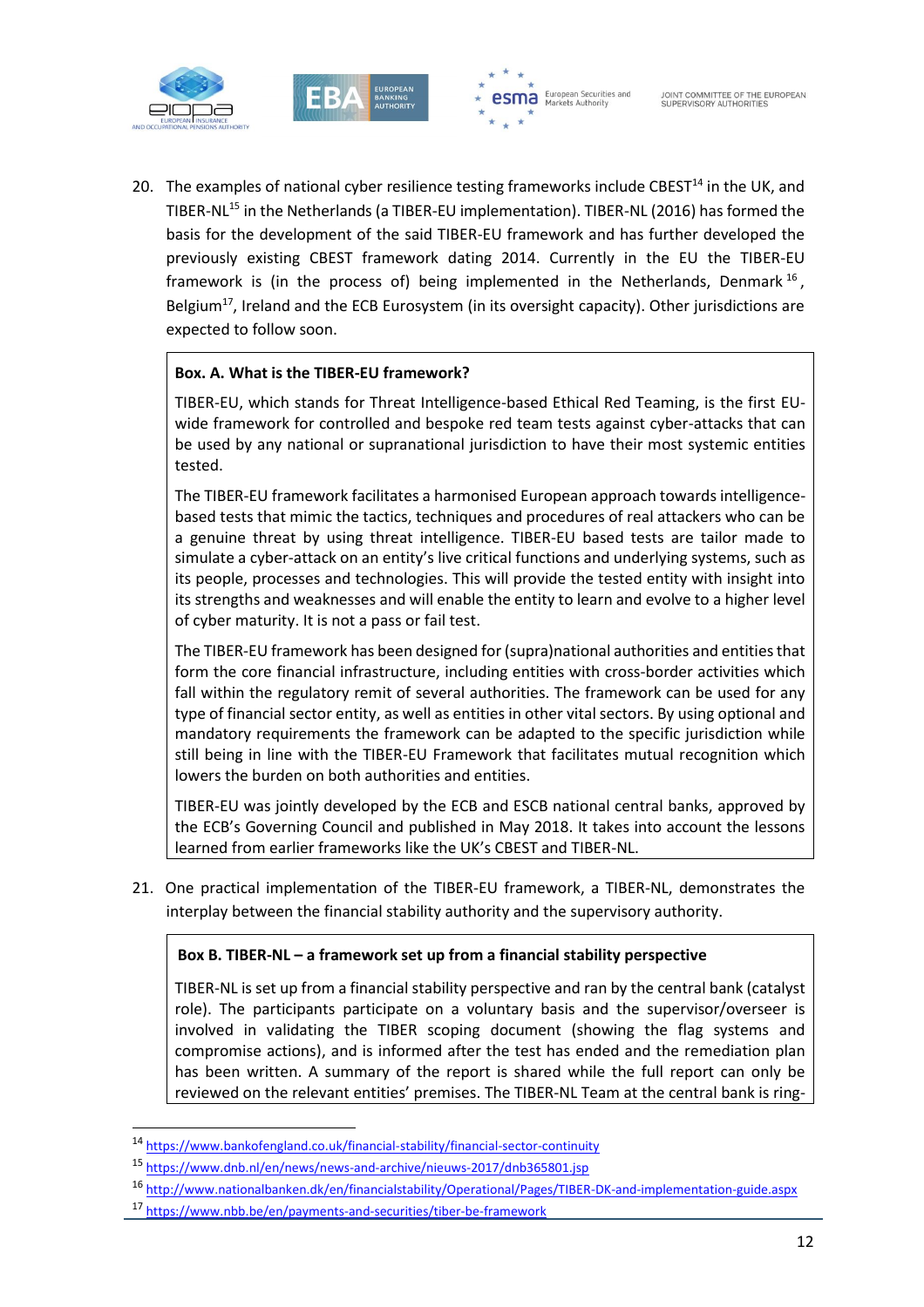20. The examples of national cyber resilience testing frameworks include CBEST[14] in the UK, and TIBER-NL[15] in the Netherlands (a TIBER-EU implementation). TIBER-NL (2016) has formed the basis for the development of the said TIBER-EU framework and has further developed the previously existing CBEST framework dating 2014. Currently in the EU the TIBER-EU framework is (in the process of) being implemented in the Netherlands, Denmark[16], Belgium[17], Ireland and the ECB Eurosystem (in its oversight capacity). Other jurisdictions are expected to follow soon.

> **Box. A. What is the TIBER-EU framework?**
>
> TIBER-EU, which stands for Threat Intelligence-based Ethical Red Teaming, is the first EU-wide framework for controlled and bespoke red team tests against cyber-attacks that can be used by any national or supranational jurisdiction to have their most systemic entities tested.
>
> The TIBER-EU framework facilitates a harmonised European approach towards intelligence-based tests that mimic the tactics, techniques and procedures of real attackers who can be a genuine threat by using threat intelligence. TIBER-EU based tests are tailor made to simulate a cyber-attack on an entity's live critical functions and underlying systems, such as its people, processes and technologies. This will provide the tested entity with insight into its strengths and weaknesses and will enable the entity to learn and evolve to a higher level of cyber maturity. It is not a pass or fail test.
>
> The TIBER-EU framework has been designed for (supra)national authorities and entities that form the core financial infrastructure, including entities with cross-border activities which fall within the regulatory remit of several authorities. The framework can be used for any type of financial sector entity, as well as entities in other vital sectors. By using optional and mandatory requirements the framework can be adapted to the specific jurisdiction while still being in line with the TIBER-EU Framework that facilitates mutual recognition which lowers the burden on both authorities and entities.
>
> TIBER-EU was jointly developed by the ECB and ESCB national central banks, approved by the ECB's Governing Council and published in May 2018. It takes into account the lessons learned from earlier frameworks like the UK's CBEST and TIBER-NL.

21. One practical implementation of the TIBER-EU framework, a TIBER-NL, demonstrates the interplay between the financial stability authority and the supervisory authority.

> **Box B. TIBER-NL – a framework set up from a financial stability perspective**
>
> TIBER-NL is set up from a financial stability perspective and ran by the central bank (catalyst role). The participants participate on a voluntary basis and the supervisor/overseer is involved in validating the TIBER scoping document (showing the flag systems and compromise actions), and is informed after the test has ended and the remediation plan has been written. A summary of the report is shared while the full report can only be reviewed on the relevant entities' premises. The TIBER-NL Team at the central bank is ring-

---

[14] https://www.bankofengland.co.uk/financial-stability/financial-sector-continuity

[15] https://www.dnb.nl/en/news/news-and-archive/nieuws-2017/dnb365801.jsp

[16] http://www.nationalbanken.dk/en/financialstability/Operational/Pages/TIBER-DK-and-implementation-guide.aspx

[17] https://www.nbb.be/en/payments-and-securities/tiber-be-framework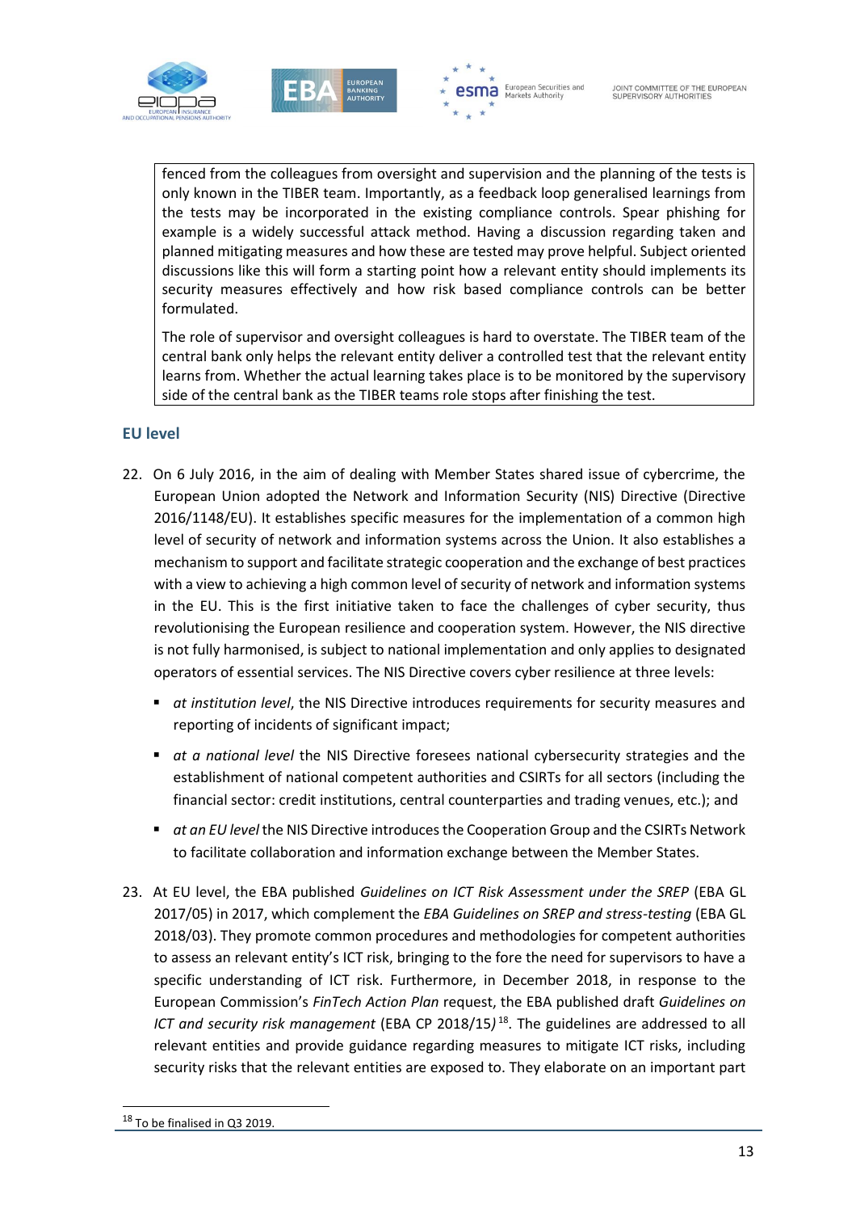fenced from the colleagues from oversight and supervision and the planning of the tests is only known in the TIBER team. Importantly, as a feedback loop generalised learnings from the tests may be incorporated in the existing compliance controls. Spear phishing for example is a widely successful attack method. Having a discussion regarding taken and planned mitigating measures and how these are tested may prove helpful. Subject oriented discussions like this will form a starting point how a relevant entity should implements its security measures effectively and how risk based compliance controls can be better formulated.

The role of supervisor and oversight colleagues is hard to overstate. The TIBER team of the central bank only helps the relevant entity deliver a controlled test that the relevant entity learns from. Whether the actual learning takes place is to be monitored by the supervisory side of the central bank as the TIBER teams role stops after finishing the test.

### EU level

22. On 6 July 2016, in the aim of dealing with Member States shared issue of cybercrime, the European Union adopted the Network and Information Security (NIS) Directive (Directive 2016/1148/EU). It establishes specific measures for the implementation of a common high level of security of network and information systems across the Union. It also establishes a mechanism to support and facilitate strategic cooperation and the exchange of best practices with a view to achieving a high common level of security of network and information systems in the EU. This is the first initiative taken to face the challenges of cyber security, thus revolutionising the European resilience and cooperation system. However, the NIS directive is not fully harmonised, is subject to national implementation and only applies to designated operators of essential services. The NIS Directive covers cyber resilience at three levels:

    - *at institution level*, the NIS Directive introduces requirements for security measures and reporting of incidents of significant impact;
    - *at a national level* the NIS Directive foresees national cybersecurity strategies and the establishment of national competent authorities and CSIRTs for all sectors (including the financial sector: credit institutions, central counterparties and trading venues, etc.); and
    - *at an EU level* the NIS Directive introduces the Cooperation Group and the CSIRTs Network to facilitate collaboration and information exchange between the Member States.

23. At EU level, the EBA published *Guidelines on ICT Risk Assessment under the SREP* (EBA GL 2017/05) in 2017, which complement the *EBA Guidelines on SREP and stress-testing* (EBA GL 2018/03). They promote common procedures and methodologies for competent authorities to assess an relevant entity's ICT risk, bringing to the fore the need for supervisors to have a specific understanding of ICT risk. Furthermore, in December 2018, in response to the European Commission's *FinTech Action Plan* request, the EBA published draft *Guidelines on ICT and security risk management* (EBA CP 2018/15)[18]. The guidelines are addressed to all relevant entities and provide guidance regarding measures to mitigate ICT risks, including security risks that the relevant entities are exposed to. They elaborate on an important part

[18] To be finalised in Q3 2019.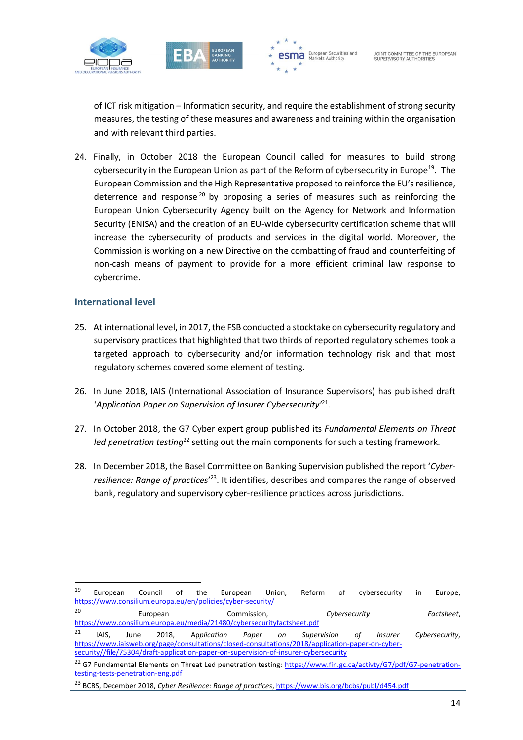of ICT risk mitigation – Information security, and require the establishment of strong security measures, the testing of these measures and awareness and training within the organisation and with relevant third parties.

24. Finally, in October 2018 the European Council called for measures to build strong cybersecurity in the European Union as part of the Reform of cybersecurity in Europe[19]. The European Commission and the High Representative proposed to reinforce the EU's resilience, deterrence and response[20] by proposing a series of measures such as reinforcing the European Union Cybersecurity Agency built on the Agency for Network and Information Security (ENISA) and the creation of an EU-wide cybersecurity certification scheme that will increase the cybersecurity of products and services in the digital world. Moreover, the Commission is working on a new Directive on the combatting of fraud and counterfeiting of non-cash means of payment to provide for a more efficient criminal law response to cybercrime.

### International level

25. At international level, in 2017, the FSB conducted a stocktake on cybersecurity regulatory and supervisory practices that highlighted that two thirds of reported regulatory schemes took a targeted approach to cybersecurity and/or information technology risk and that most regulatory schemes covered some element of testing.

26. In June 2018, IAIS (International Association of Insurance Supervisors) has published draft '*Application Paper on Supervision of Insurer Cybersecurity*'[21].

27. In October 2018, the G7 Cyber expert group published its *Fundamental Elements on Threat led penetration testing*[22] setting out the main components for such a testing framework.

28. In December 2018, the Basel Committee on Banking Supervision published the report '*Cyber-resilience: Range of practices*'[23]. It identifies, describes and compares the range of observed bank, regulatory and supervisory cyber-resilience practices across jurisdictions.

---

[19] European Council of the European Union, Reform of cybersecurity in Europe, https://www.consilium.europa.eu/en/policies/cyber-security/

[20] European Commission, *Cybersecurity Factsheet*, https://www.consilium.europa.eu/media/21480/cybersecurityfactsheet.pdf

[21] IAIS, June 2018, *Application Paper on Supervision of Insurer Cybersecurity*, https://www.iaisweb.org/page/consultations/closed-consultations/2018/application-paper-on-cyber-security//file/75304/draft-application-paper-on-supervision-of-insurer-cybersecurity

[22] G7 Fundamental Elements on Threat Led penetration testing: https://www.fin.gc.ca/activty/G7/pdf/G7-penetration-testing-tests-penetration-eng.pdf

[23] BCBS, December 2018, *Cyber Resilience: Range of practices*, https://www.bis.org/bcbs/publ/d454.pdf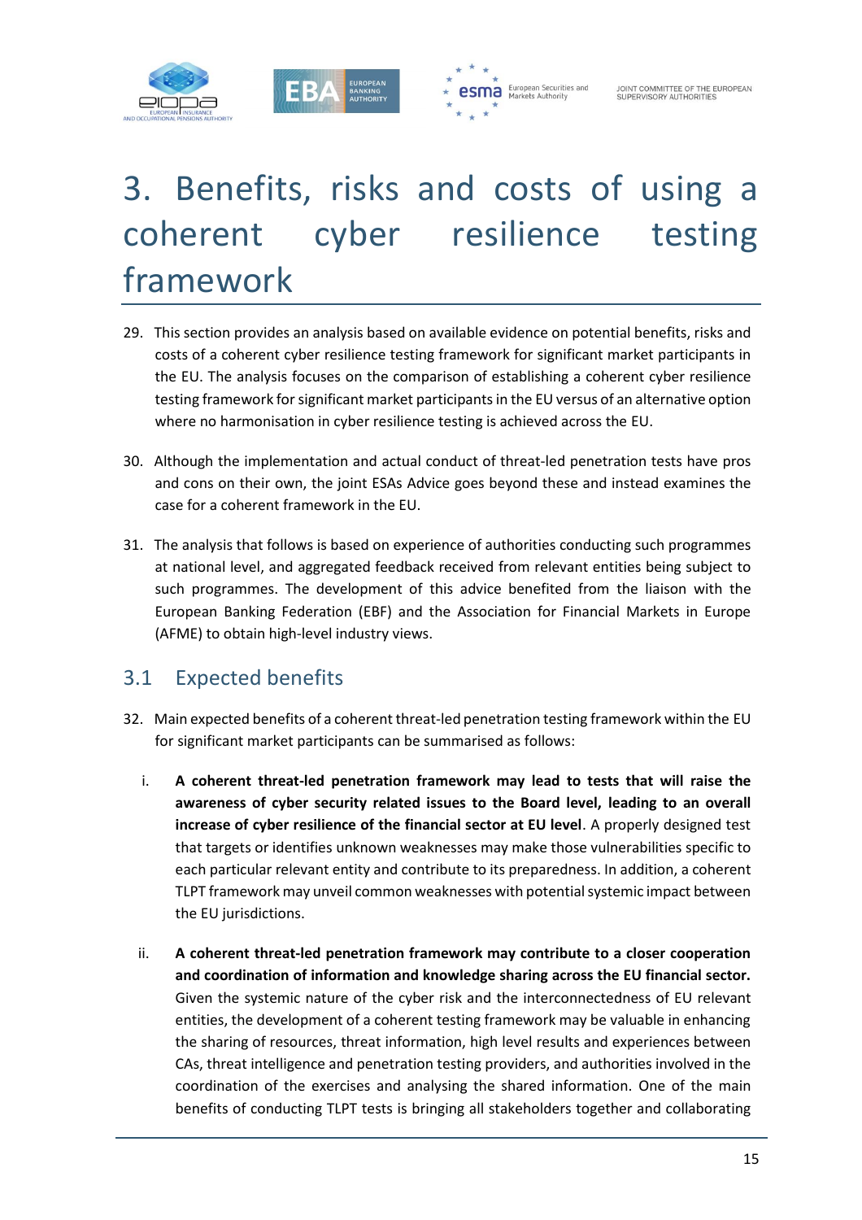# 3. Benefits, risks and costs of using a coherent cyber resilience testing framework

29. This section provides an analysis based on available evidence on potential benefits, risks and costs of a coherent cyber resilience testing framework for significant market participants in the EU. The analysis focuses on the comparison of establishing a coherent cyber resilience testing framework for significant market participants in the EU versus of an alternative option where no harmonisation in cyber resilience testing is achieved across the EU.

30. Although the implementation and actual conduct of threat-led penetration tests have pros and cons on their own, the joint ESAs Advice goes beyond these and instead examines the case for a coherent framework in the EU.

31. The analysis that follows is based on experience of authorities conducting such programmes at national level, and aggregated feedback received from relevant entities being subject to such programmes. The development of this advice benefited from the liaison with the European Banking Federation (EBF) and the Association for Financial Markets in Europe (AFME) to obtain high-level industry views.

## 3.1 Expected benefits

32. Main expected benefits of a coherent threat-led penetration testing framework within the EU for significant market participants can be summarised as follows:

   i. **A coherent threat-led penetration framework may lead to tests that will raise the awareness of cyber security related issues to the Board level, leading to an overall increase of cyber resilience of the financial sector at EU level**. A properly designed test that targets or identifies unknown weaknesses may make those vulnerabilities specific to each particular relevant entity and contribute to its preparedness. In addition, a coherent TLPT framework may unveil common weaknesses with potential systemic impact between the EU jurisdictions.

   ii. **A coherent threat-led penetration framework may contribute to a closer cooperation and coordination of information and knowledge sharing across the EU financial sector.** Given the systemic nature of the cyber risk and the interconnectedness of EU relevant entities, the development of a coherent testing framework may be valuable in enhancing the sharing of resources, threat information, high level results and experiences between CAs, threat intelligence and penetration testing providers, and authorities involved in the coordination of the exercises and analysing the shared information. One of the main benefits of conducting TLPT tests is bringing all stakeholders together and collaborating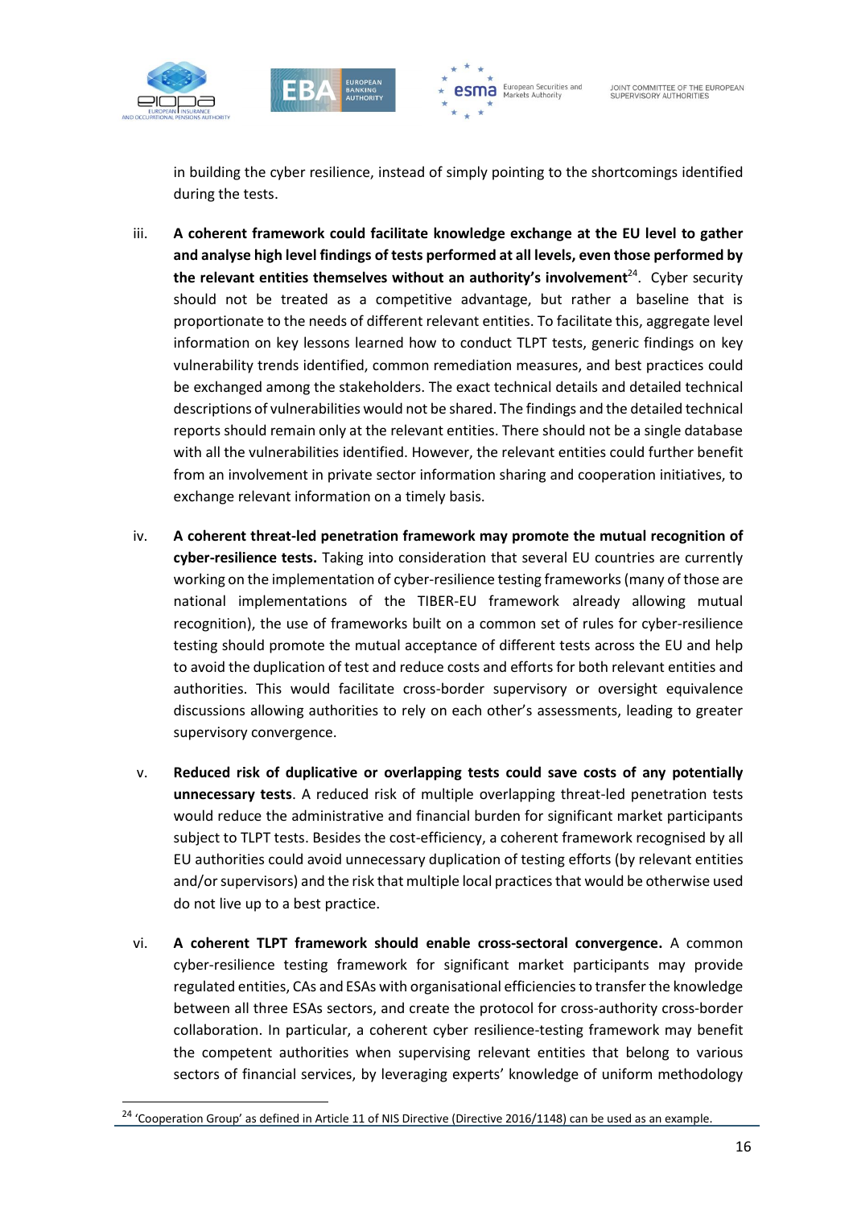in building the cyber resilience, instead of simply pointing to the shortcomings identified during the tests.

iii. **A coherent framework could facilitate knowledge exchange at the EU level to gather and analyse high level findings of tests performed at all levels, even those performed by the relevant entities themselves without an authority's involvement**[24]. Cyber security should not be treated as a competitive advantage, but rather a baseline that is proportionate to the needs of different relevant entities. To facilitate this, aggregate level information on key lessons learned how to conduct TLPT tests, generic findings on key vulnerability trends identified, common remediation measures, and best practices could be exchanged among the stakeholders. The exact technical details and detailed technical descriptions of vulnerabilities would not be shared. The findings and the detailed technical reports should remain only at the relevant entities. There should not be a single database with all the vulnerabilities identified. However, the relevant entities could further benefit from an involvement in private sector information sharing and cooperation initiatives, to exchange relevant information on a timely basis.

iv. **A coherent threat-led penetration framework may promote the mutual recognition of cyber-resilience tests.** Taking into consideration that several EU countries are currently working on the implementation of cyber-resilience testing frameworks (many of those are national implementations of the TIBER-EU framework already allowing mutual recognition), the use of frameworks built on a common set of rules for cyber-resilience testing should promote the mutual acceptance of different tests across the EU and help to avoid the duplication of test and reduce costs and efforts for both relevant entities and authorities. This would facilitate cross-border supervisory or oversight equivalence discussions allowing authorities to rely on each other's assessments, leading to greater supervisory convergence.

v. **Reduced risk of duplicative or overlapping tests could save costs of any potentially unnecessary tests**. A reduced risk of multiple overlapping threat-led penetration tests would reduce the administrative and financial burden for significant market participants subject to TLPT tests. Besides the cost-efficiency, a coherent framework recognised by all EU authorities could avoid unnecessary duplication of testing efforts (by relevant entities and/or supervisors) and the risk that multiple local practices that would be otherwise used do not live up to a best practice.

vi. **A coherent TLPT framework should enable cross-sectoral convergence.** A common cyber-resilience testing framework for significant market participants may provide regulated entities, CAs and ESAs with organisational efficiencies to transfer the knowledge between all three ESAs sectors, and create the protocol for cross-authority cross-border collaboration. In particular, a coherent cyber resilience-testing framework may benefit the competent authorities when supervising relevant entities that belong to various sectors of financial services, by leveraging experts' knowledge of uniform methodology

---

[24] 'Cooperation Group' as defined in Article 11 of NIS Directive (Directive 2016/1148) can be used as an example.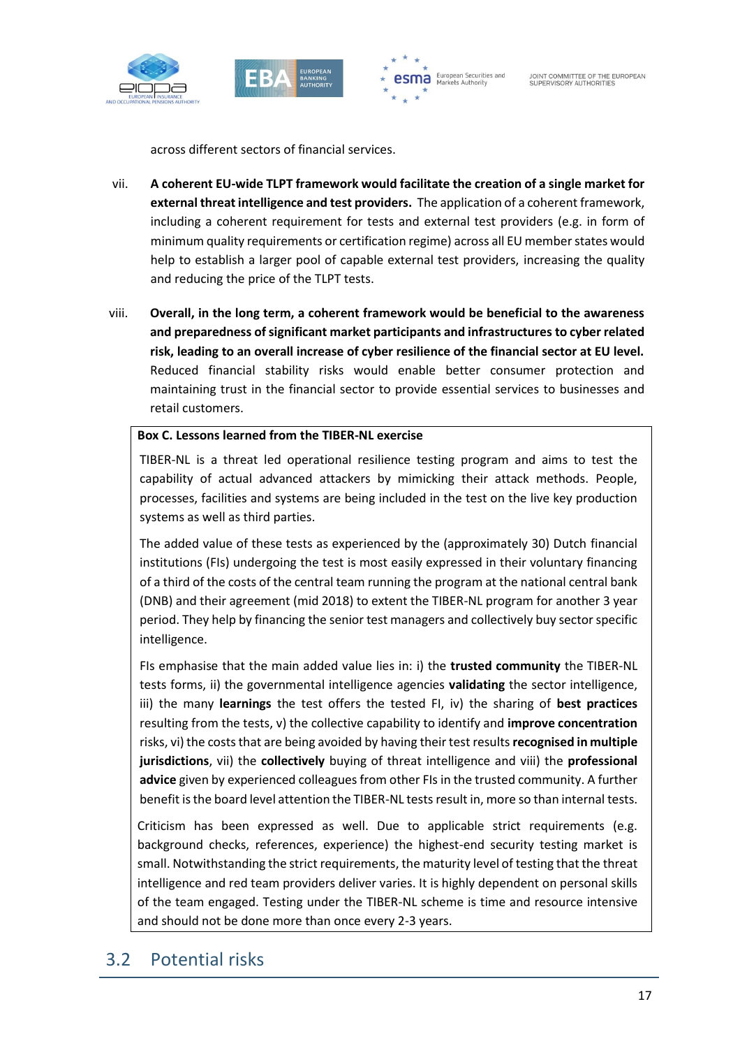across different sectors of financial services.

vii. **A coherent EU-wide TLPT framework would facilitate the creation of a single market for external threat intelligence and test providers.** The application of a coherent framework, including a coherent requirement for tests and external test providers (e.g. in form of minimum quality requirements or certification regime) across all EU member states would help to establish a larger pool of capable external test providers, increasing the quality and reducing the price of the TLPT tests.

viii. **Overall, in the long term, a coherent framework would be beneficial to the awareness and preparedness of significant market participants and infrastructures to cyber related risk, leading to an overall increase of cyber resilience of the financial sector at EU level.** Reduced financial stability risks would enable better consumer protection and maintaining trust in the financial sector to provide essential services to businesses and retail customers.

**Box C. Lessons learned from the TIBER-NL exercise**

TIBER-NL is a threat led operational resilience testing program and aims to test the capability of actual advanced attackers by mimicking their attack methods. People, processes, facilities and systems are being included in the test on the live key production systems as well as third parties.

The added value of these tests as experienced by the (approximately 30) Dutch financial institutions (FIs) undergoing the test is most easily expressed in their voluntary financing of a third of the costs of the central team running the program at the national central bank (DNB) and their agreement (mid 2018) to extent the TIBER-NL program for another 3 year period. They help by financing the senior test managers and collectively buy sector specific intelligence.

FIs emphasise that the main added value lies in: i) the **trusted community** the TIBER-NL tests forms, ii) the governmental intelligence agencies **validating** the sector intelligence, iii) the many **learnings** the test offers the tested FI, iv) the sharing of **best practices** resulting from the tests, v) the collective capability to identify and **improve concentration** risks, vi) the costs that are being avoided by having their test results **recognised in multiple jurisdictions**, vii) the **collectively** buying of threat intelligence and viii) the **professional advice** given by experienced colleagues from other FIs in the trusted community. A further benefit is the board level attention the TIBER-NL tests result in, more so than internal tests.

Criticism has been expressed as well. Due to applicable strict requirements (e.g. background checks, references, experience) the highest-end security testing market is small. Notwithstanding the strict requirements, the maturity level of testing that the threat intelligence and red team providers deliver varies. It is highly dependent on personal skills of the team engaged. Testing under the TIBER-NL scheme is time and resource intensive and should not be done more than once every 2-3 years.

## 3.2 Potential risks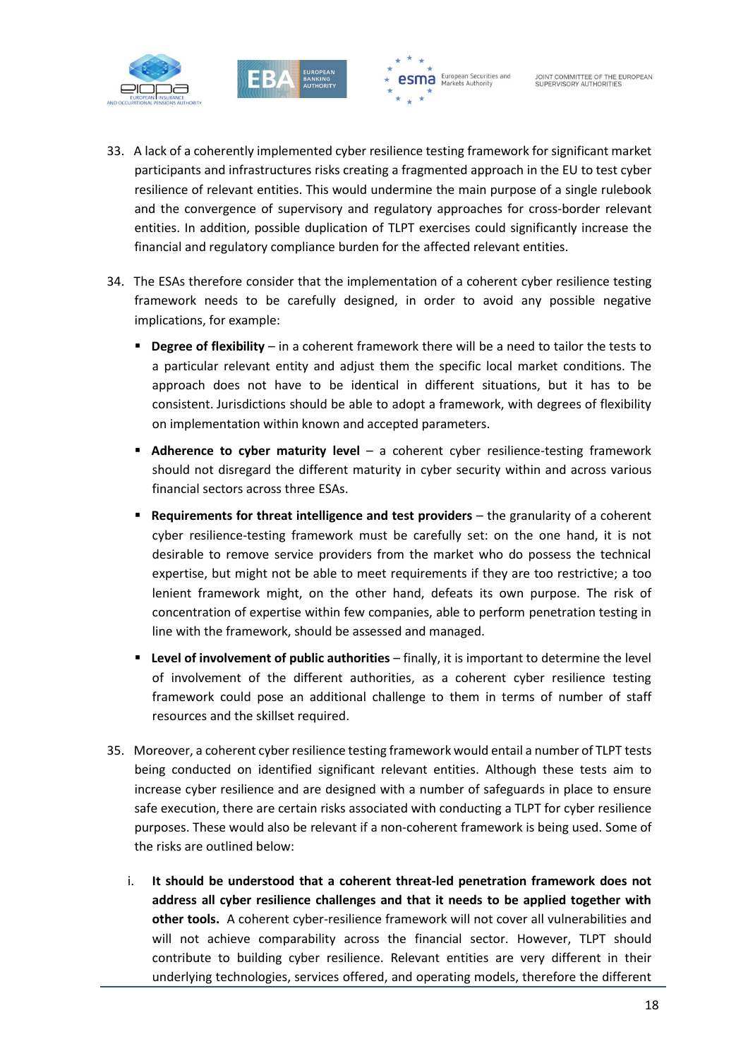33. A lack of a coherently implemented cyber resilience testing framework for significant market participants and infrastructures risks creating a fragmented approach in the EU to test cyber resilience of relevant entities. This would undermine the main purpose of a single rulebook and the convergence of supervisory and regulatory approaches for cross-border relevant entities. In addition, possible duplication of TLPT exercises could significantly increase the financial and regulatory compliance burden for the affected relevant entities.

34. The ESAs therefore consider that the implementation of a coherent cyber resilience testing framework needs to be carefully designed, in order to avoid any possible negative implications, for example:

   - **Degree of flexibility** – in a coherent framework there will be a need to tailor the tests to a particular relevant entity and adjust them the specific local market conditions. The approach does not have to be identical in different situations, but it has to be consistent. Jurisdictions should be able to adopt a framework, with degrees of flexibility on implementation within known and accepted parameters.
   - **Adherence to cyber maturity level** – a coherent cyber resilience-testing framework should not disregard the different maturity in cyber security within and across various financial sectors across three ESAs.
   - **Requirements for threat intelligence and test providers** – the granularity of a coherent cyber resilience-testing framework must be carefully set: on the one hand, it is not desirable to remove service providers from the market who do possess the technical expertise, but might not be able to meet requirements if they are too restrictive; a too lenient framework might, on the other hand, defeats its own purpose. The risk of concentration of expertise within few companies, able to perform penetration testing in line with the framework, should be assessed and managed.
   - **Level of involvement of public authorities** – finally, it is important to determine the level of involvement of the different authorities, as a coherent cyber resilience testing framework could pose an additional challenge to them in terms of number of staff resources and the skillset required.

35. Moreover, a coherent cyber resilience testing framework would entail a number of TLPT tests being conducted on identified significant relevant entities. Although these tests aim to increase cyber resilience and are designed with a number of safeguards in place to ensure safe execution, there are certain risks associated with conducting a TLPT for cyber resilience purposes. These would also be relevant if a non-coherent framework is being used. Some of the risks are outlined below:

   i. **It should be understood that a coherent threat-led penetration framework does not address all cyber resilience challenges and that it needs to be applied together with other tools.** A coherent cyber-resilience framework will not cover all vulnerabilities and will not achieve comparability across the financial sector. However, TLPT should contribute to building cyber resilience. Relevant entities are very different in their underlying technologies, services offered, and operating models, therefore the different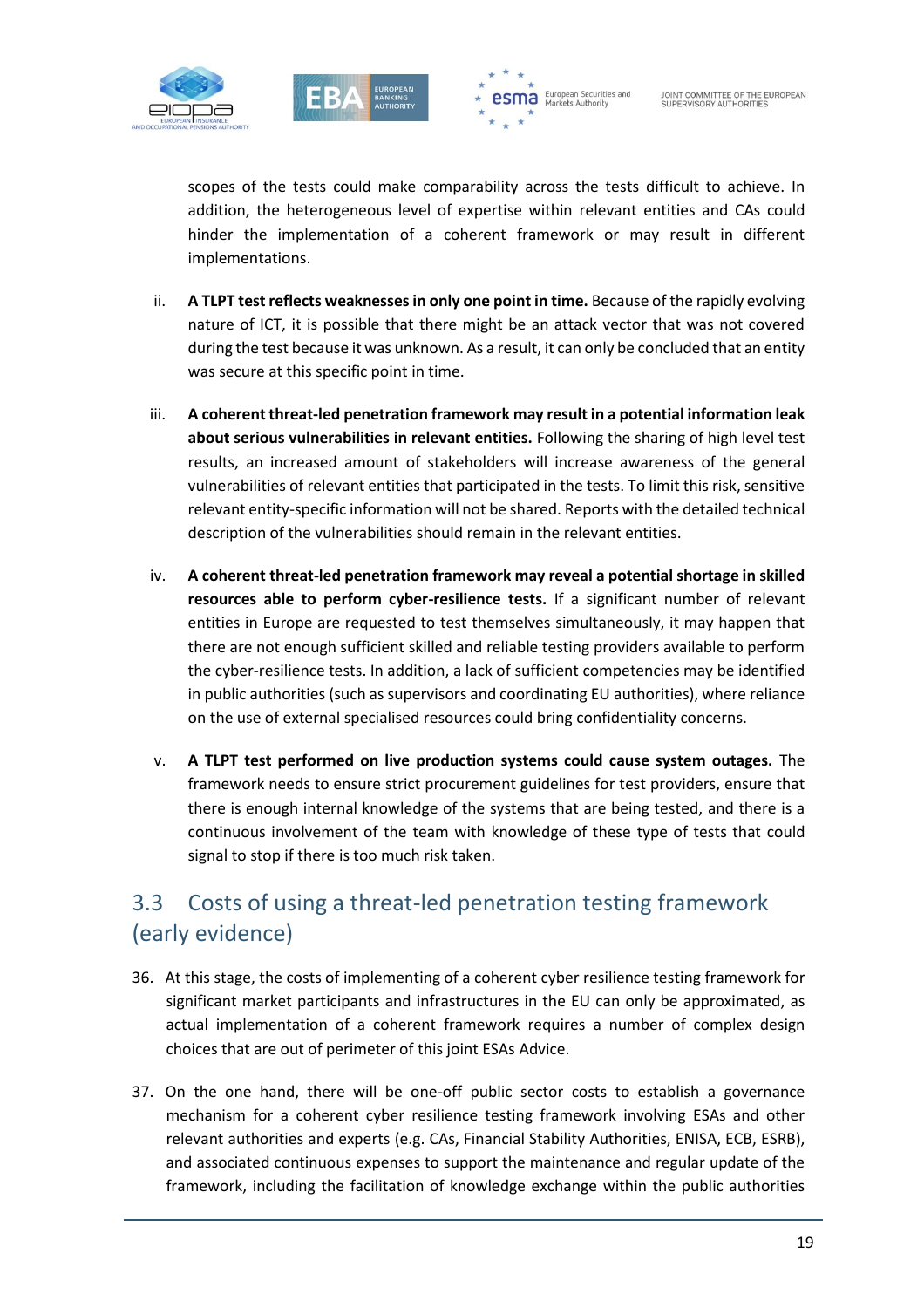scopes of the tests could make comparability across the tests difficult to achieve. In addition, the heterogeneous level of expertise within relevant entities and CAs could hinder the implementation of a coherent framework or may result in different implementations.

ii. **A TLPT test reflects weaknesses in only one point in time.** Because of the rapidly evolving nature of ICT, it is possible that there might be an attack vector that was not covered during the test because it was unknown. As a result, it can only be concluded that an entity was secure at this specific point in time.

iii. **A coherent threat-led penetration framework may result in a potential information leak about serious vulnerabilities in relevant entities.** Following the sharing of high level test results, an increased amount of stakeholders will increase awareness of the general vulnerabilities of relevant entities that participated in the tests. To limit this risk, sensitive relevant entity-specific information will not be shared. Reports with the detailed technical description of the vulnerabilities should remain in the relevant entities.

iv. **A coherent threat-led penetration framework may reveal a potential shortage in skilled resources able to perform cyber-resilience tests.** If a significant number of relevant entities in Europe are requested to test themselves simultaneously, it may happen that there are not enough sufficient skilled and reliable testing providers available to perform the cyber-resilience tests. In addition, a lack of sufficient competencies may be identified in public authorities (such as supervisors and coordinating EU authorities), where reliance on the use of external specialised resources could bring confidentiality concerns.

v. **A TLPT test performed on live production systems could cause system outages.** The framework needs to ensure strict procurement guidelines for test providers, ensure that there is enough internal knowledge of the systems that are being tested, and there is a continuous involvement of the team with knowledge of these type of tests that could signal to stop if there is too much risk taken.

## 3.3 Costs of using a threat-led penetration testing framework (early evidence)

36. At this stage, the costs of implementing of a coherent cyber resilience testing framework for significant market participants and infrastructures in the EU can only be approximated, as actual implementation of a coherent framework requires a number of complex design choices that are out of perimeter of this joint ESAs Advice.

37. On the one hand, there will be one-off public sector costs to establish a governance mechanism for a coherent cyber resilience testing framework involving ESAs and other relevant authorities and experts (e.g. CAs, Financial Stability Authorities, ENISA, ECB, ESRB), and associated continuous expenses to support the maintenance and regular update of the framework, including the facilitation of knowledge exchange within the public authorities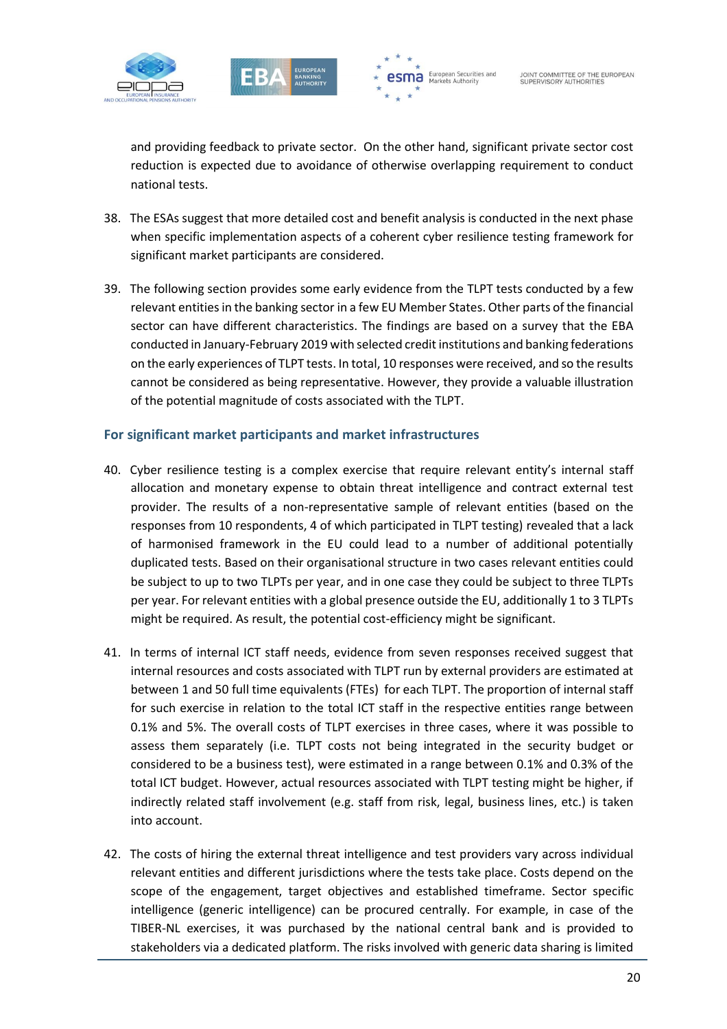and providing feedback to private sector. On the other hand, significant private sector cost reduction is expected due to avoidance of otherwise overlapping requirement to conduct national tests.

38. The ESAs suggest that more detailed cost and benefit analysis is conducted in the next phase when specific implementation aspects of a coherent cyber resilience testing framework for significant market participants are considered.

39. The following section provides some early evidence from the TLPT tests conducted by a few relevant entities in the banking sector in a few EU Member States. Other parts of the financial sector can have different characteristics. The findings are based on a survey that the EBA conducted in January-February 2019 with selected credit institutions and banking federations on the early experiences of TLPT tests. In total, 10 responses were received, and so the results cannot be considered as being representative. However, they provide a valuable illustration of the potential magnitude of costs associated with the TLPT.

### For significant market participants and market infrastructures

40. Cyber resilience testing is a complex exercise that require relevant entity's internal staff allocation and monetary expense to obtain threat intelligence and contract external test provider. The results of a non-representative sample of relevant entities (based on the responses from 10 respondents, 4 of which participated in TLPT testing) revealed that a lack of harmonised framework in the EU could lead to a number of additional potentially duplicated tests. Based on their organisational structure in two cases relevant entities could be subject to up to two TLPTs per year, and in one case they could be subject to three TLPTs per year. For relevant entities with a global presence outside the EU, additionally 1 to 3 TLPTs might be required. As result, the potential cost-efficiency might be significant.

41. In terms of internal ICT staff needs, evidence from seven responses received suggest that internal resources and costs associated with TLPT run by external providers are estimated at between 1 and 50 full time equivalents (FTEs) for each TLPT. The proportion of internal staff for such exercise in relation to the total ICT staff in the respective entities range between 0.1% and 5%. The overall costs of TLPT exercises in three cases, where it was possible to assess them separately (i.e. TLPT costs not being integrated in the security budget or considered to be a business test), were estimated in a range between 0.1% and 0.3% of the total ICT budget. However, actual resources associated with TLPT testing might be higher, if indirectly related staff involvement (e.g. staff from risk, legal, business lines, etc.) is taken into account.

42. The costs of hiring the external threat intelligence and test providers vary across individual relevant entities and different jurisdictions where the tests take place. Costs depend on the scope of the engagement, target objectives and established timeframe. Sector specific intelligence (generic intelligence) can be procured centrally. For example, in case of the TIBER-NL exercises, it was purchased by the national central bank and is provided to stakeholders via a dedicated platform. The risks involved with generic data sharing is limited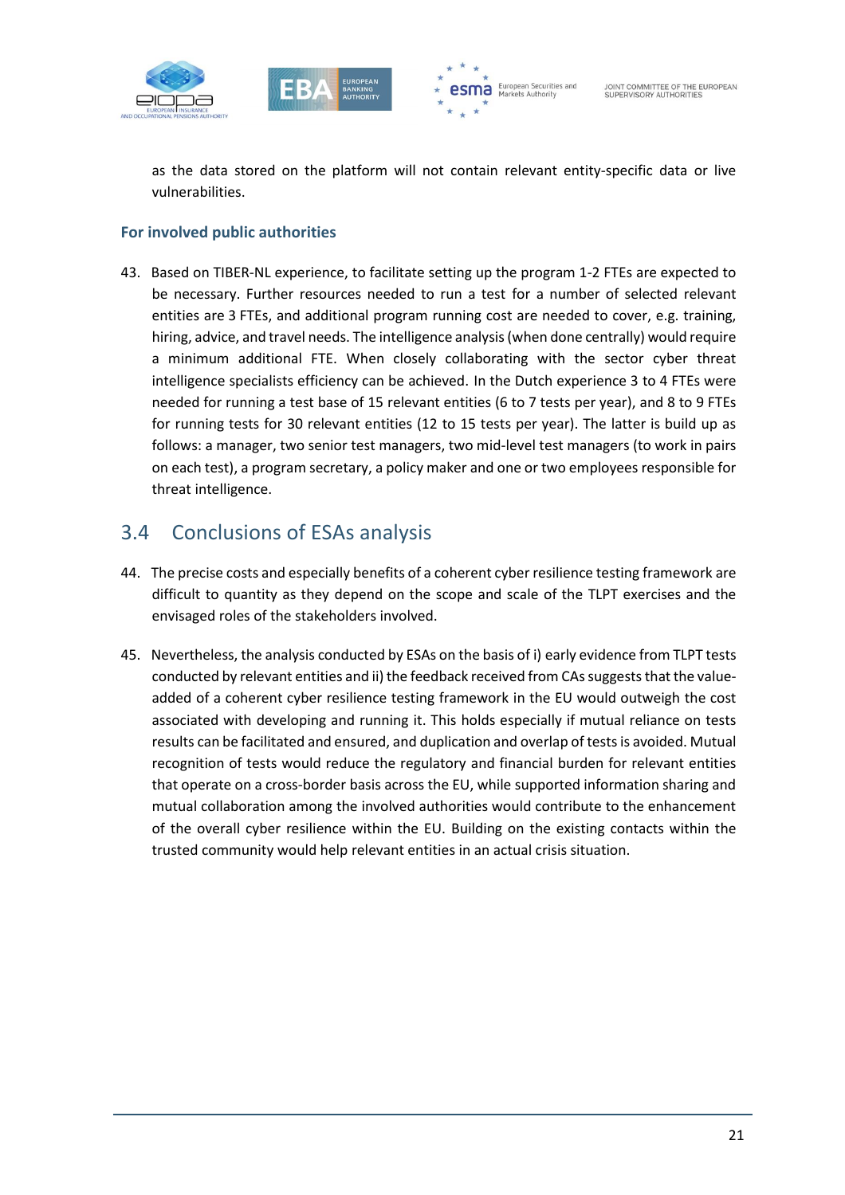as the data stored on the platform will not contain relevant entity-specific data or live vulnerabilities.

### For involved public authorities

43. Based on TIBER-NL experience, to facilitate setting up the program 1-2 FTEs are expected to be necessary. Further resources needed to run a test for a number of selected relevant entities are 3 FTEs, and additional program running cost are needed to cover, e.g. training, hiring, advice, and travel needs. The intelligence analysis (when done centrally) would require a minimum additional FTE. When closely collaborating with the sector cyber threat intelligence specialists efficiency can be achieved. In the Dutch experience 3 to 4 FTEs were needed for running a test base of 15 relevant entities (6 to 7 tests per year), and 8 to 9 FTEs for running tests for 30 relevant entities (12 to 15 tests per year). The latter is build up as follows: a manager, two senior test managers, two mid-level test managers (to work in pairs on each test), a program secretary, a policy maker and one or two employees responsible for threat intelligence.

## 3.4 Conclusions of ESAs analysis

44. The precise costs and especially benefits of a coherent cyber resilience testing framework are difficult to quantity as they depend on the scope and scale of the TLPT exercises and the envisaged roles of the stakeholders involved.

45. Nevertheless, the analysis conducted by ESAs on the basis of i) early evidence from TLPT tests conducted by relevant entities and ii) the feedback received from CAs suggests that the value-added of a coherent cyber resilience testing framework in the EU would outweigh the cost associated with developing and running it. This holds especially if mutual reliance on tests results can be facilitated and ensured, and duplication and overlap of tests is avoided. Mutual recognition of tests would reduce the regulatory and financial burden for relevant entities that operate on a cross-border basis across the EU, while supported information sharing and mutual collaboration among the involved authorities would contribute to the enhancement of the overall cyber resilience within the EU. Building on the existing contacts within the trusted community would help relevant entities in an actual crisis situation.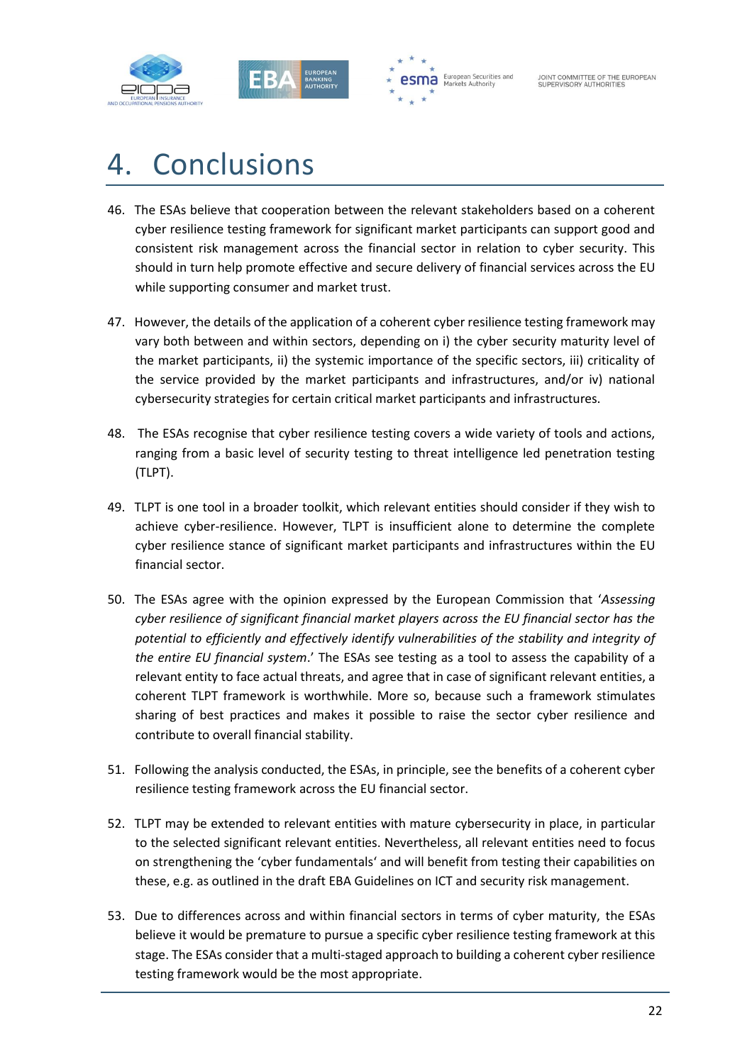# 4. Conclusions

46. The ESAs believe that cooperation between the relevant stakeholders based on a coherent cyber resilience testing framework for significant market participants can support good and consistent risk management across the financial sector in relation to cyber security. This should in turn help promote effective and secure delivery of financial services across the EU while supporting consumer and market trust.

47. However, the details of the application of a coherent cyber resilience testing framework may vary both between and within sectors, depending on i) the cyber security maturity level of the market participants, ii) the systemic importance of the specific sectors, iii) criticality of the service provided by the market participants and infrastructures, and/or iv) national cybersecurity strategies for certain critical market participants and infrastructures.

48. The ESAs recognise that cyber resilience testing covers a wide variety of tools and actions, ranging from a basic level of security testing to threat intelligence led penetration testing (TLPT).

49. TLPT is one tool in a broader toolkit, which relevant entities should consider if they wish to achieve cyber-resilience. However, TLPT is insufficient alone to determine the complete cyber resilience stance of significant market participants and infrastructures within the EU financial sector.

50. The ESAs agree with the opinion expressed by the European Commission that '*Assessing cyber resilience of significant financial market players across the EU financial sector has the potential to efficiently and effectively identify vulnerabilities of the stability and integrity of the entire EU financial system*.' The ESAs see testing as a tool to assess the capability of a relevant entity to face actual threats, and agree that in case of significant relevant entities, a coherent TLPT framework is worthwhile. More so, because such a framework stimulates sharing of best practices and makes it possible to raise the sector cyber resilience and contribute to overall financial stability.

51. Following the analysis conducted, the ESAs, in principle, see the benefits of a coherent cyber resilience testing framework across the EU financial sector.

52. TLPT may be extended to relevant entities with mature cybersecurity in place, in particular to the selected significant relevant entities. Nevertheless, all relevant entities need to focus on strengthening the 'cyber fundamentals' and will benefit from testing their capabilities on these, e.g. as outlined in the draft EBA Guidelines on ICT and security risk management.

53. Due to differences across and within financial sectors in terms of cyber maturity, the ESAs believe it would be premature to pursue a specific cyber resilience testing framework at this stage. The ESAs consider that a multi-staged approach to building a coherent cyber resilience testing framework would be the most appropriate.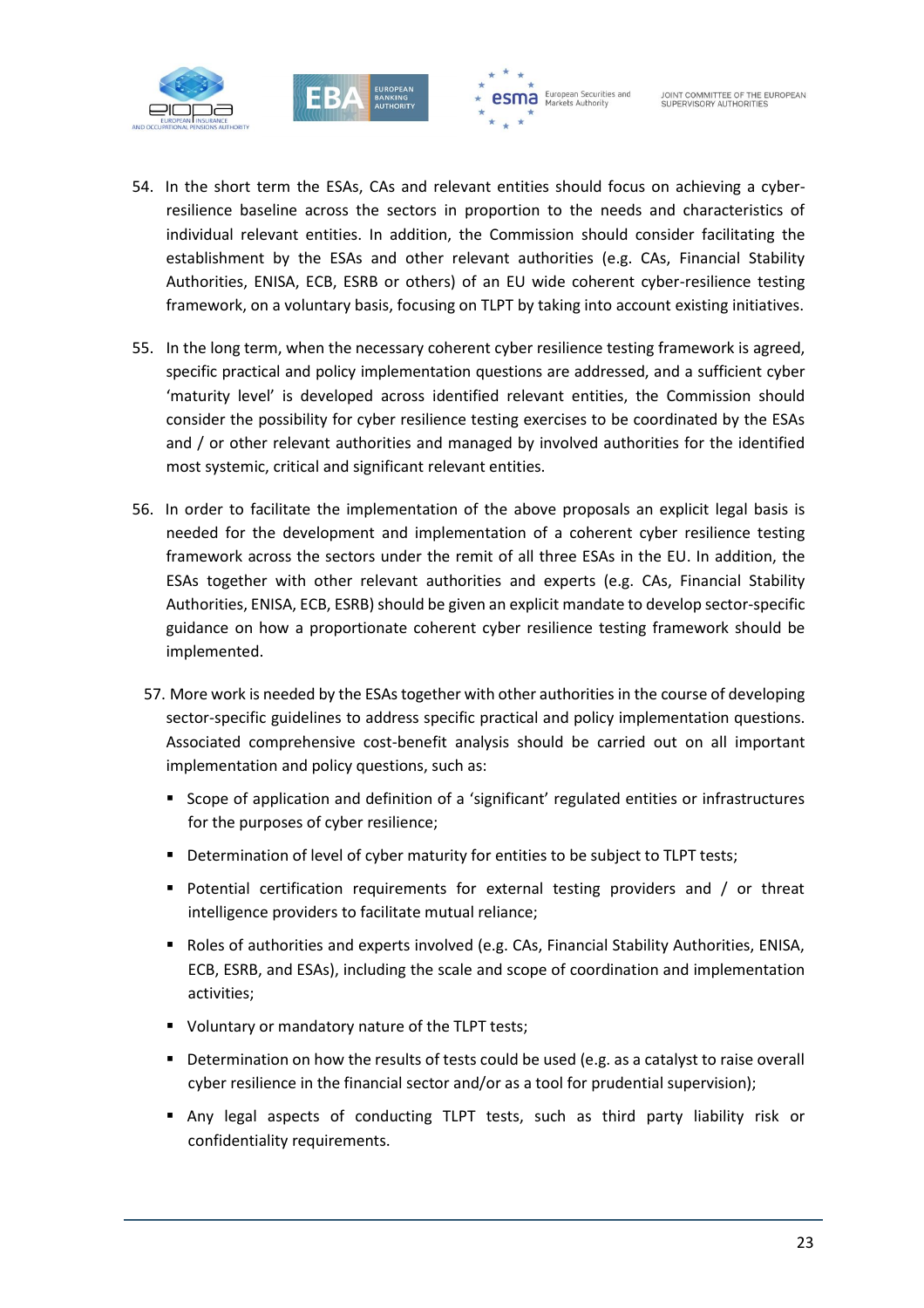54. In the short term the ESAs, CAs and relevant entities should focus on achieving a cyber-resilience baseline across the sectors in proportion to the needs and characteristics of individual relevant entities. In addition, the Commission should consider facilitating the establishment by the ESAs and other relevant authorities (e.g. CAs, Financial Stability Authorities, ENISA, ECB, ESRB or others) of an EU wide coherent cyber-resilience testing framework, on a voluntary basis, focusing on TLPT by taking into account existing initiatives.

55. In the long term, when the necessary coherent cyber resilience testing framework is agreed, specific practical and policy implementation questions are addressed, and a sufficient cyber 'maturity level' is developed across identified relevant entities, the Commission should consider the possibility for cyber resilience testing exercises to be coordinated by the ESAs and / or other relevant authorities and managed by involved authorities for the identified most systemic, critical and significant relevant entities.

56. In order to facilitate the implementation of the above proposals an explicit legal basis is needed for the development and implementation of a coherent cyber resilience testing framework across the sectors under the remit of all three ESAs in the EU. In addition, the ESAs together with other relevant authorities and experts (e.g. CAs, Financial Stability Authorities, ENISA, ECB, ESRB) should be given an explicit mandate to develop sector-specific guidance on how a proportionate coherent cyber resilience testing framework should be implemented.

57. More work is needed by the ESAs together with other authorities in the course of developing sector-specific guidelines to address specific practical and policy implementation questions. Associated comprehensive cost-benefit analysis should be carried out on all important implementation and policy questions, such as:

- Scope of application and definition of a 'significant' regulated entities or infrastructures for the purposes of cyber resilience;
- Determination of level of cyber maturity for entities to be subject to TLPT tests;
- Potential certification requirements for external testing providers and / or threat intelligence providers to facilitate mutual reliance;
- Roles of authorities and experts involved (e.g. CAs, Financial Stability Authorities, ENISA, ECB, ESRB, and ESAs), including the scale and scope of coordination and implementation activities;
- Voluntary or mandatory nature of the TLPT tests;
- Determination on how the results of tests could be used (e.g. as a catalyst to raise overall cyber resilience in the financial sector and/or as a tool for prudential supervision);
- Any legal aspects of conducting TLPT tests, such as third party liability risk or confidentiality requirements.